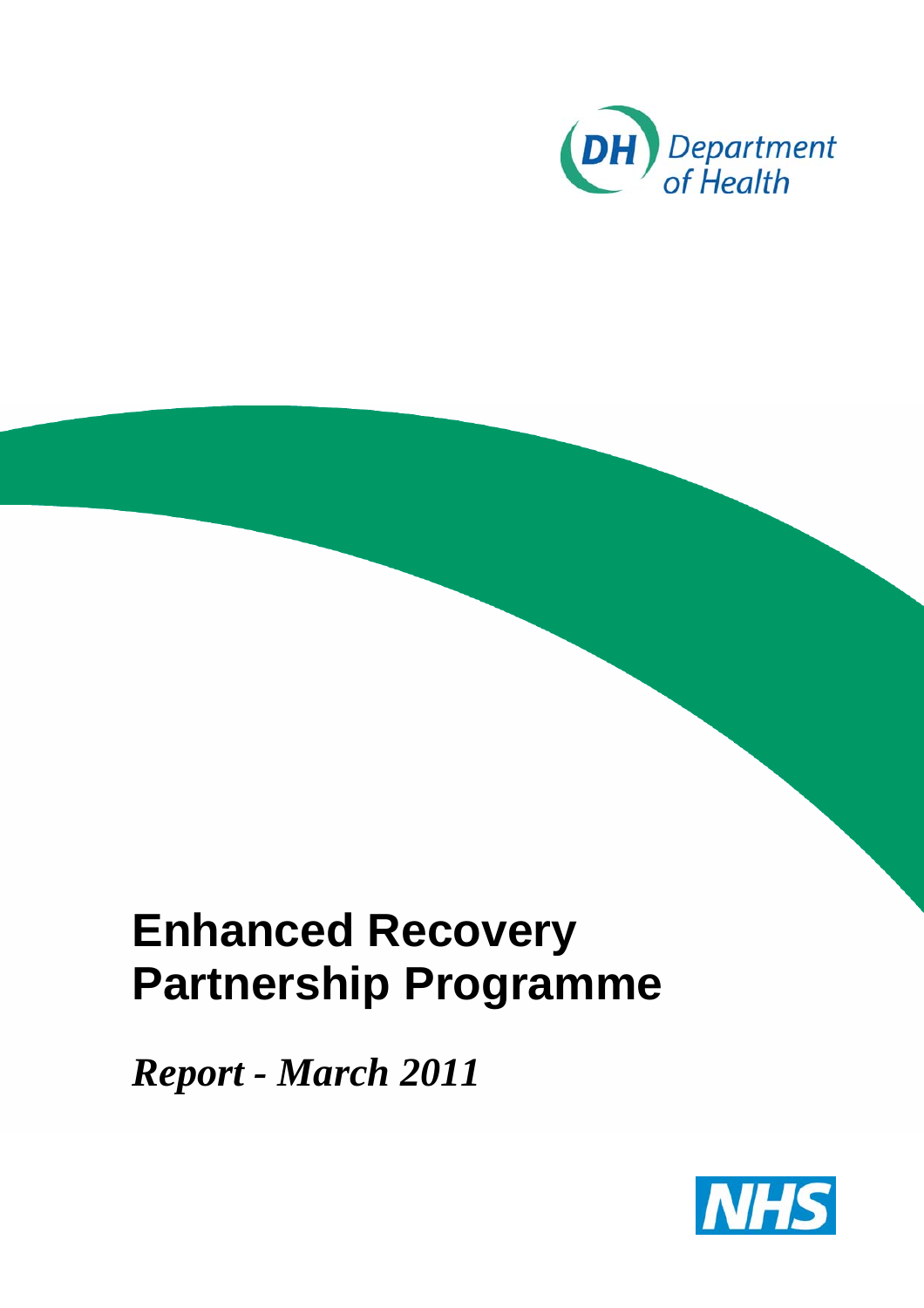Department of Health

# Enhanced Recovery Partnership Programme

*Report - March 2011*

NHS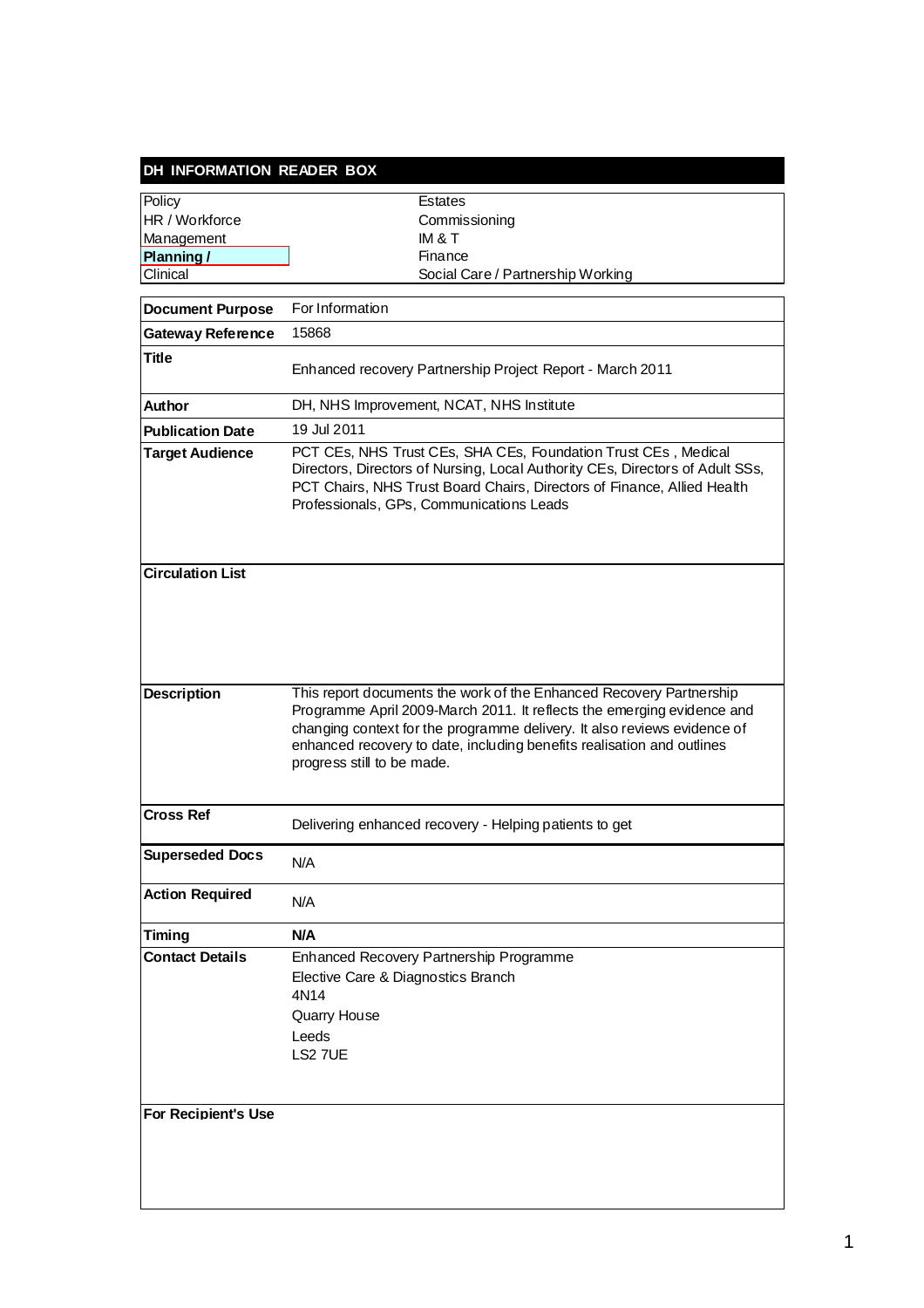# DH INFORMATION READER BOX

| | |
|---|---|
| Policy | Estates |
| HR / Workforce | Commissioning |
| Management | IM & T |
| **Planning /** | Finance |
| Clinical | Social Care / Partnership Working |

| | |
|---|---|
| **Document Purpose** | For Information |
| **Gateway Reference** | 15868 |
| **Title** | Enhanced recovery Partnership Project Report - March 2011 |
| **Author** | DH, NHS Improvement, NCAT, NHS Institute |
| **Publication Date** | 19 Jul 2011 |
| **Target Audience** | PCT CEs, NHS Trust CEs, SHA CEs, Foundation Trust CEs , Medical Directors, Directors of Nursing, Local Authority CEs, Directors of Adult SSs, PCT Chairs, NHS Trust Board Chairs, Directors of Finance, Allied Health Professionals, GPs, Communications Leads |
| **Circulation List** | |
| **Description** | This report documents the work of the Enhanced Recovery Partnership Programme April 2009-March 2011. It reflects the emerging evidence and changing context for the programme delivery. It also reviews evidence of enhanced recovery to date, including benefits realisation and outlines progress still to be made. |
| **Cross Ref** | Delivering enhanced recovery - Helping patients to get |
| **Superseded Docs** | N/A |
| **Action Required** | N/A |
| **Timing** | **N/A** |
| **Contact Details** | Enhanced Recovery Partnership Programme<br>Elective Care & Diagnostics Branch<br>4N14<br>Quarry House<br>Leeds<br>LS2 7UE |
| **For Recipient's Use** | |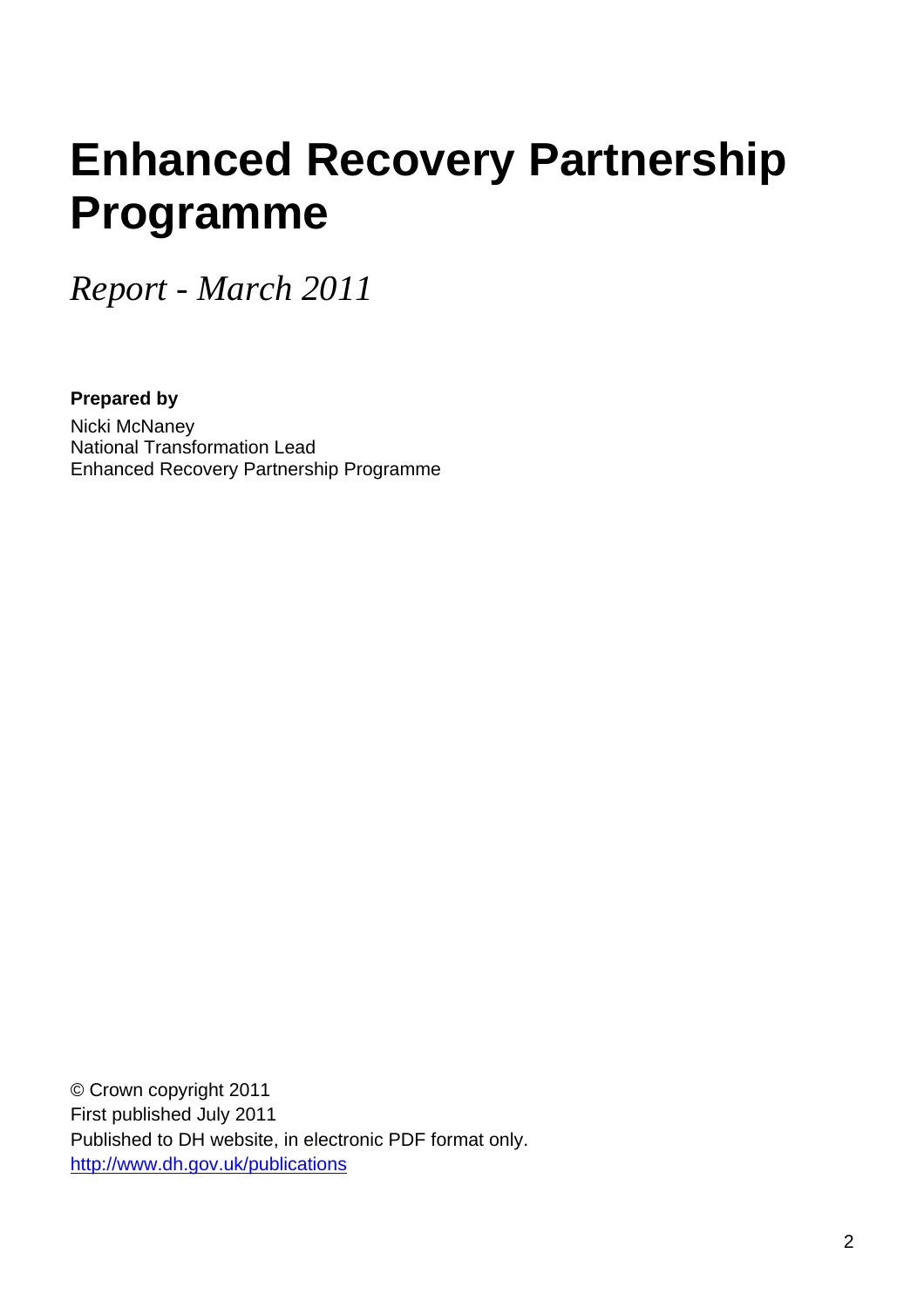# Enhanced Recovery Partnership Programme

*Report - March 2011*

**Prepared by**

Nicki McNaney
National Transformation Lead
Enhanced Recovery Partnership Programme

© Crown copyright 2011
First published July 2011
Published to DH website, in electronic PDF format only.
http://www.dh.gov.uk/publications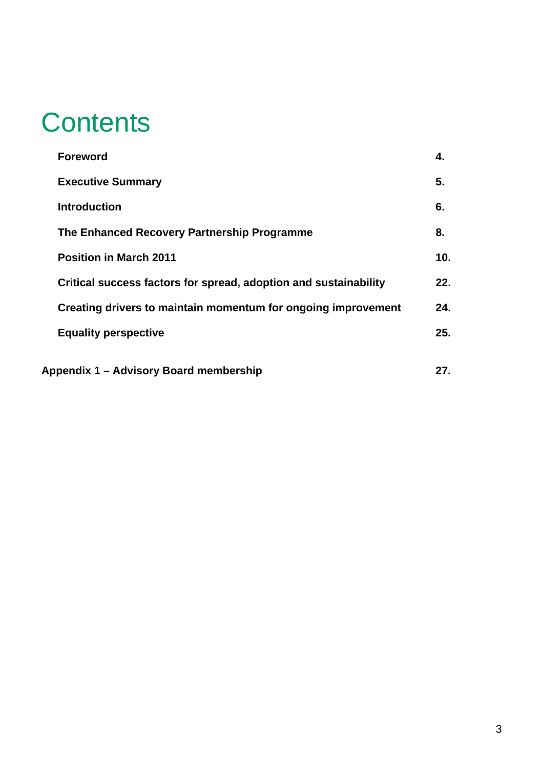# Contents

| | |
|---|---|
| **Foreword** | **4.** |
| **Executive Summary** | **5.** |
| **Introduction** | **6.** |
| **The Enhanced Recovery Partnership Programme** | **8.** |
| **Position in March 2011** | **10.** |
| **Critical success factors for spread, adoption and sustainability** | **22.** |
| **Creating drivers to maintain momentum for ongoing improvement** | **24.** |
| **Equality perspective** | **25.** |
| **Appendix 1 – Advisory Board membership** | **27.** |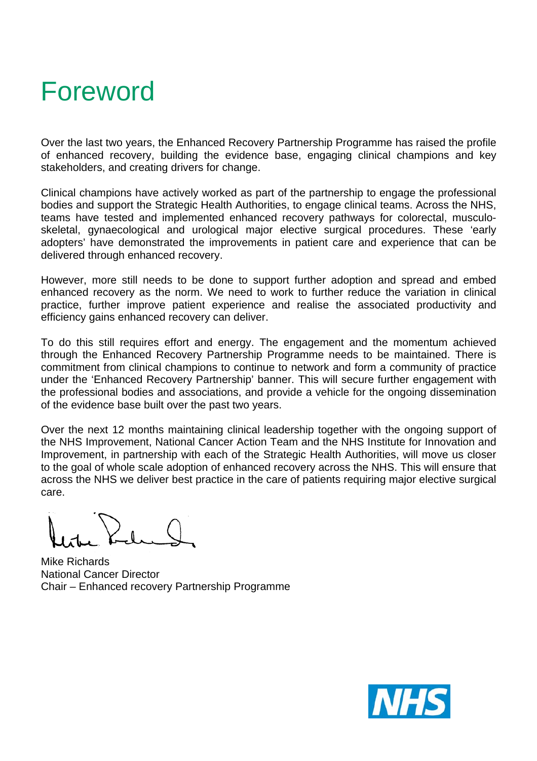# Foreword

Over the last two years, the Enhanced Recovery Partnership Programme has raised the profile of enhanced recovery, building the evidence base, engaging clinical champions and key stakeholders, and creating drivers for change.

Clinical champions have actively worked as part of the partnership to engage the professional bodies and support the Strategic Health Authorities, to engage clinical teams. Across the NHS, teams have tested and implemented enhanced recovery pathways for colorectal, musculo-skeletal, gynaecological and urological major elective surgical procedures. These 'early adopters' have demonstrated the improvements in patient care and experience that can be delivered through enhanced recovery.

However, more still needs to be done to support further adoption and spread and embed enhanced recovery as the norm. We need to work to further reduce the variation in clinical practice, further improve patient experience and realise the associated productivity and efficiency gains enhanced recovery can deliver.

To do this still requires effort and energy. The engagement and the momentum achieved through the Enhanced Recovery Partnership Programme needs to be maintained. There is commitment from clinical champions to continue to network and form a community of practice under the 'Enhanced Recovery Partnership' banner. This will secure further engagement with the professional bodies and associations, and provide a vehicle for the ongoing dissemination of the evidence base built over the past two years.

Over the next 12 months maintaining clinical leadership together with the ongoing support of the NHS Improvement, National Cancer Action Team and the NHS Institute for Innovation and Improvement, in partnership with each of the Strategic Health Authorities, will move us closer to the goal of whole scale adoption of enhanced recovery across the NHS. This will ensure that across the NHS we deliver best practice in the care of patients requiring major elective surgical care.

Mike Richards
National Cancer Director
Chair – Enhanced recovery Partnership Programme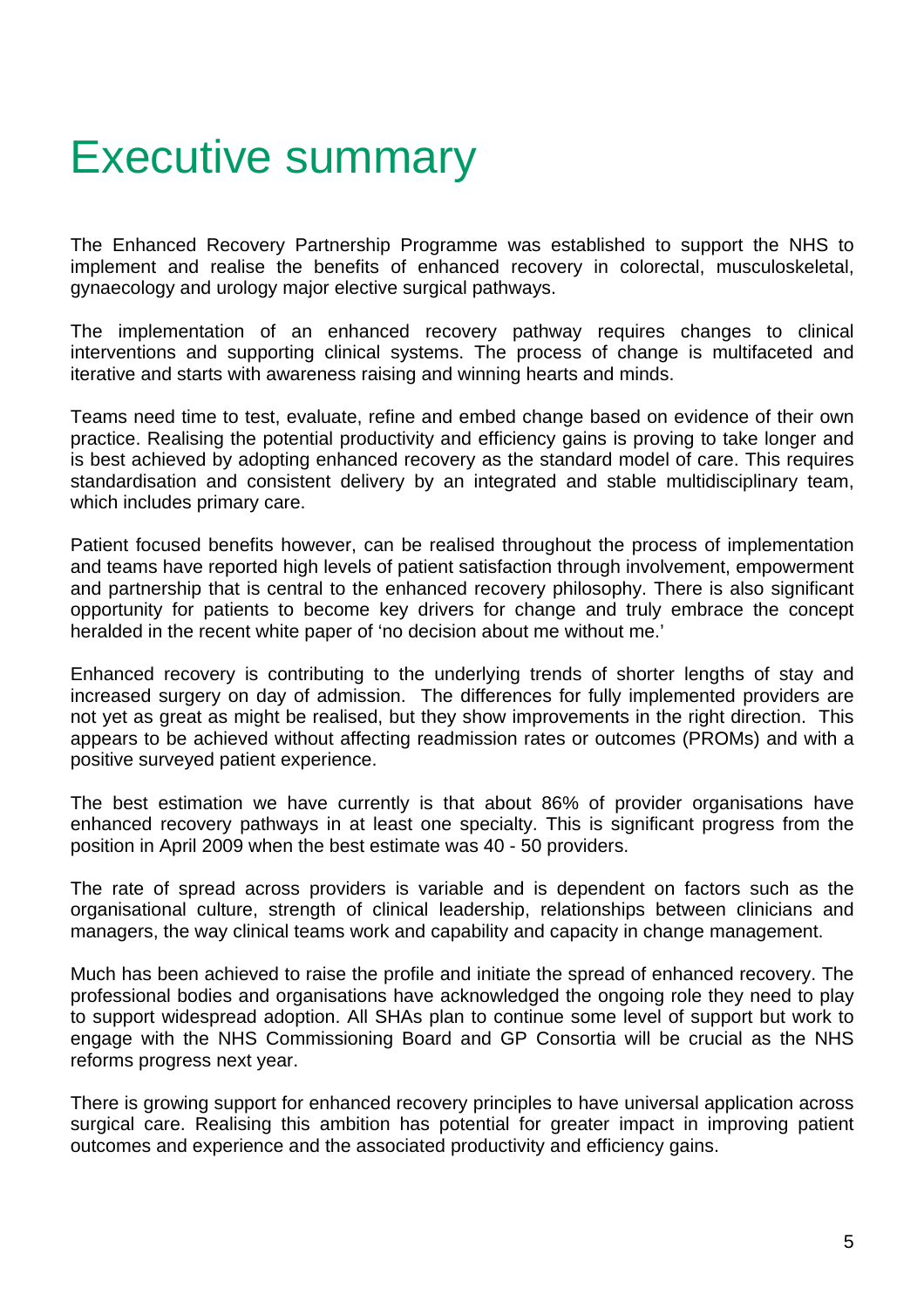# Executive summary

The Enhanced Recovery Partnership Programme was established to support the NHS to implement and realise the benefits of enhanced recovery in colorectal, musculoskeletal, gynaecology and urology major elective surgical pathways.

The implementation of an enhanced recovery pathway requires changes to clinical interventions and supporting clinical systems. The process of change is multifaceted and iterative and starts with awareness raising and winning hearts and minds.

Teams need time to test, evaluate, refine and embed change based on evidence of their own practice. Realising the potential productivity and efficiency gains is proving to take longer and is best achieved by adopting enhanced recovery as the standard model of care. This requires standardisation and consistent delivery by an integrated and stable multidisciplinary team, which includes primary care.

Patient focused benefits however, can be realised throughout the process of implementation and teams have reported high levels of patient satisfaction through involvement, empowerment and partnership that is central to the enhanced recovery philosophy. There is also significant opportunity for patients to become key drivers for change and truly embrace the concept heralded in the recent white paper of 'no decision about me without me.'

Enhanced recovery is contributing to the underlying trends of shorter lengths of stay and increased surgery on day of admission. The differences for fully implemented providers are not yet as great as might be realised, but they show improvements in the right direction. This appears to be achieved without affecting readmission rates or outcomes (PROMs) and with a positive surveyed patient experience.

The best estimation we have currently is that about 86% of provider organisations have enhanced recovery pathways in at least one specialty. This is significant progress from the position in April 2009 when the best estimate was 40 - 50 providers.

The rate of spread across providers is variable and is dependent on factors such as the organisational culture, strength of clinical leadership, relationships between clinicians and managers, the way clinical teams work and capability and capacity in change management.

Much has been achieved to raise the profile and initiate the spread of enhanced recovery. The professional bodies and organisations have acknowledged the ongoing role they need to play to support widespread adoption. All SHAs plan to continue some level of support but work to engage with the NHS Commissioning Board and GP Consortia will be crucial as the NHS reforms progress next year.

There is growing support for enhanced recovery principles to have universal application across surgical care. Realising this ambition has potential for greater impact in improving patient outcomes and experience and the associated productivity and efficiency gains.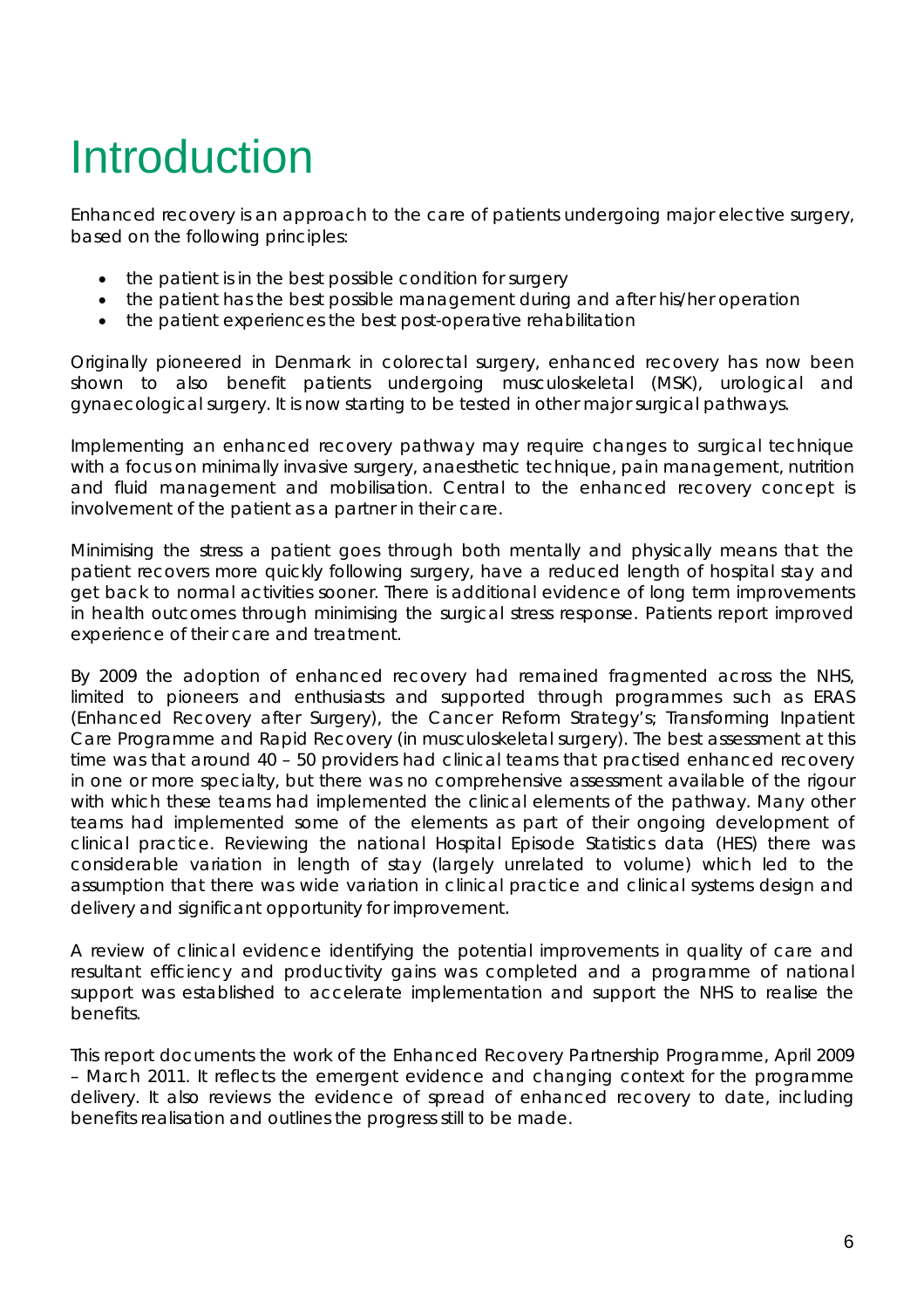# Introduction

Enhanced recovery is an approach to the care of patients undergoing major elective surgery, based on the following principles:

- the patient is in the best possible condition for surgery
- the patient has the best possible management during and after his/her operation
- the patient experiences the best post-operative rehabilitation

Originally pioneered in Denmark in colorectal surgery, enhanced recovery has now been shown to also benefit patients undergoing musculoskeletal (MSK), urological and gynaecological surgery. It is now starting to be tested in other major surgical pathways.

Implementing an enhanced recovery pathway may require changes to surgical technique with a focus on minimally invasive surgery, anaesthetic technique, pain management, nutrition and fluid management and mobilisation. Central to the enhanced recovery concept is involvement of the patient as a partner in their care.

Minimising the stress a patient goes through both mentally and physically means that the patient recovers more quickly following surgery, have a reduced length of hospital stay and get back to normal activities sooner. There is additional evidence of long term improvements in health outcomes through minimising the surgical stress response. Patients report improved experience of their care and treatment.

By 2009 the adoption of enhanced recovery had remained fragmented across the NHS, limited to pioneers and enthusiasts and supported through programmes such as ERAS (Enhanced Recovery after Surgery), the Cancer Reform Strategy's; Transforming Inpatient Care Programme and Rapid Recovery (in musculoskeletal surgery). The best assessment at this time was that around 40 – 50 providers had clinical teams that practised enhanced recovery in one or more specialty, but there was no comprehensive assessment available of the rigour with which these teams had implemented the clinical elements of the pathway. Many other teams had implemented some of the elements as part of their ongoing development of clinical practice. Reviewing the national Hospital Episode Statistics data (HES) there was considerable variation in length of stay (largely unrelated to volume) which led to the assumption that there was wide variation in clinical practice and clinical systems design and delivery and significant opportunity for improvement.

A review of clinical evidence identifying the potential improvements in quality of care and resultant efficiency and productivity gains was completed and a programme of national support was established to accelerate implementation and support the NHS to realise the benefits.

This report documents the work of the Enhanced Recovery Partnership Programme, April 2009 – March 2011. It reflects the emergent evidence and changing context for the programme delivery. It also reviews the evidence of spread of enhanced recovery to date, including benefits realisation and outlines the progress still to be made.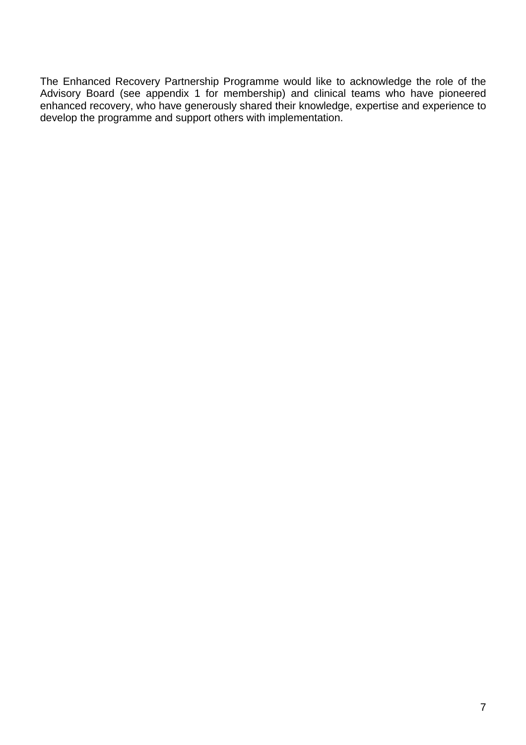The Enhanced Recovery Partnership Programme would like to acknowledge the role of the Advisory Board (see appendix 1 for membership) and clinical teams who have pioneered enhanced recovery, who have generously shared their knowledge, expertise and experience to develop the programme and support others with implementation.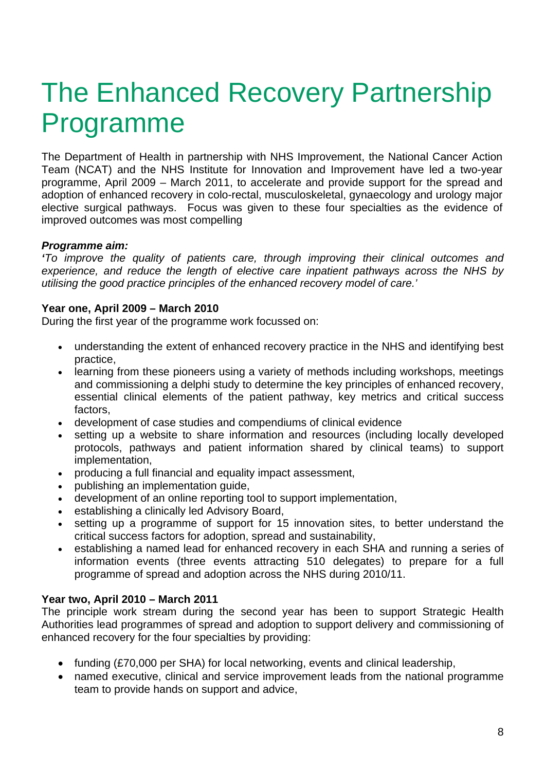# The Enhanced Recovery Partnership Programme

The Department of Health in partnership with NHS Improvement, the National Cancer Action Team (NCAT) and the NHS Institute for Innovation and Improvement have led a two-year programme, April 2009 – March 2011, to accelerate and provide support for the spread and adoption of enhanced recovery in colo-rectal, musculoskeletal, gynaecology and urology major elective surgical pathways. Focus was given to these four specialties as the evidence of improved outcomes was most compelling

***Programme aim:***

*'To improve the quality of patients care, through improving their clinical outcomes and experience, and reduce the length of elective care inpatient pathways across the NHS by utilising the good practice principles of the enhanced recovery model of care.'*

**Year one, April 2009 – March 2010**

During the first year of the programme work focussed on:

- understanding the extent of enhanced recovery practice in the NHS and identifying best practice,
- learning from these pioneers using a variety of methods including workshops, meetings and commissioning a delphi study to determine the key principles of enhanced recovery, essential clinical elements of the patient pathway, key metrics and critical success factors,
- development of case studies and compendiums of clinical evidence
- setting up a website to share information and resources (including locally developed protocols, pathways and patient information shared by clinical teams) to support implementation,
- producing a full financial and equality impact assessment,
- publishing an implementation guide,
- development of an online reporting tool to support implementation,
- establishing a clinically led Advisory Board,
- setting up a programme of support for 15 innovation sites, to better understand the critical success factors for adoption, spread and sustainability,
- establishing a named lead for enhanced recovery in each SHA and running a series of information events (three events attracting 510 delegates) to prepare for a full programme of spread and adoption across the NHS during 2010/11.

**Year two, April 2010 – March 2011**

The principle work stream during the second year has been to support Strategic Health Authorities lead programmes of spread and adoption to support delivery and commissioning of enhanced recovery for the four specialties by providing:

- funding (£70,000 per SHA) for local networking, events and clinical leadership,
- named executive, clinical and service improvement leads from the national programme team to provide hands on support and advice,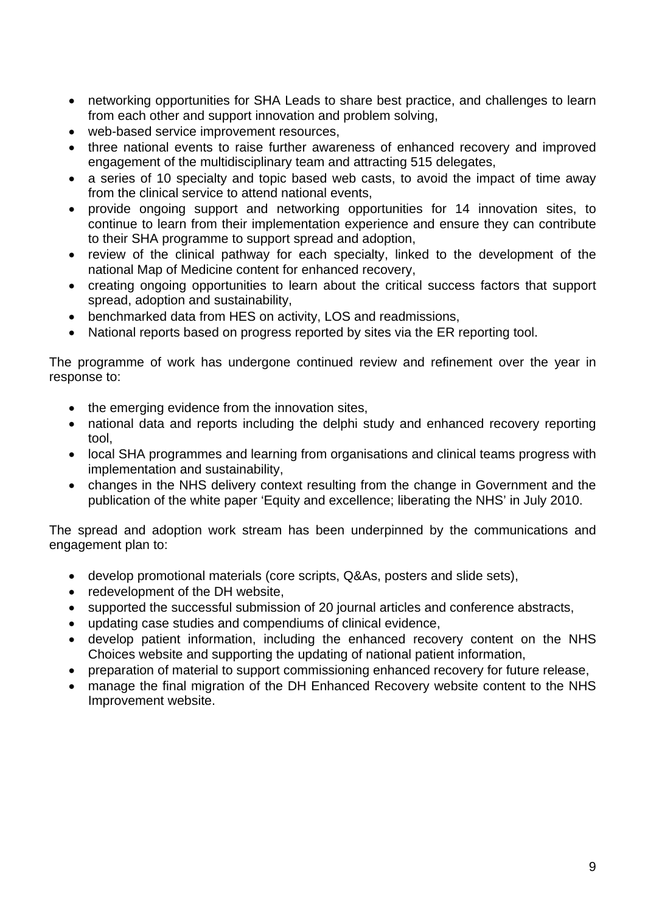- networking opportunities for SHA Leads to share best practice, and challenges to learn from each other and support innovation and problem solving,
- web-based service improvement resources,
- three national events to raise further awareness of enhanced recovery and improved engagement of the multidisciplinary team and attracting 515 delegates,
- a series of 10 specialty and topic based web casts, to avoid the impact of time away from the clinical service to attend national events,
- provide ongoing support and networking opportunities for 14 innovation sites, to continue to learn from their implementation experience and ensure they can contribute to their SHA programme to support spread and adoption,
- review of the clinical pathway for each specialty, linked to the development of the national Map of Medicine content for enhanced recovery,
- creating ongoing opportunities to learn about the critical success factors that support spread, adoption and sustainability,
- benchmarked data from HES on activity, LOS and readmissions,
- National reports based on progress reported by sites via the ER reporting tool.

The programme of work has undergone continued review and refinement over the year in response to:

- the emerging evidence from the innovation sites,
- national data and reports including the delphi study and enhanced recovery reporting tool,
- local SHA programmes and learning from organisations and clinical teams progress with implementation and sustainability,
- changes in the NHS delivery context resulting from the change in Government and the publication of the white paper 'Equity and excellence; liberating the NHS' in July 2010.

The spread and adoption work stream has been underpinned by the communications and engagement plan to:

- develop promotional materials (core scripts, Q&As, posters and slide sets),
- redevelopment of the DH website,
- supported the successful submission of 20 journal articles and conference abstracts,
- updating case studies and compendiums of clinical evidence,
- develop patient information, including the enhanced recovery content on the NHS Choices website and supporting the updating of national patient information,
- preparation of material to support commissioning enhanced recovery for future release,
- manage the final migration of the DH Enhanced Recovery website content to the NHS Improvement website.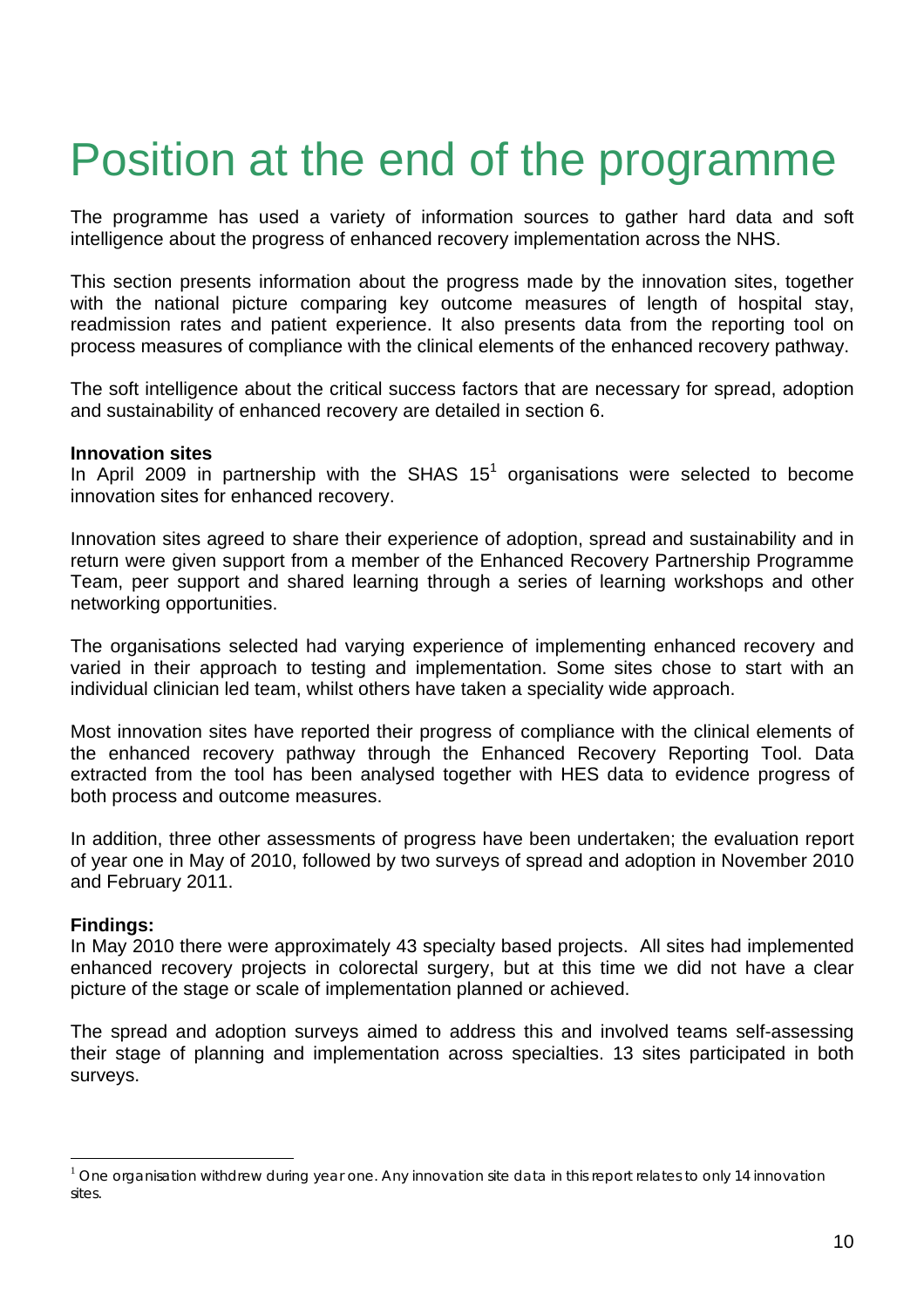# Position at the end of the programme

The programme has used a variety of information sources to gather hard data and soft intelligence about the progress of enhanced recovery implementation across the NHS.

This section presents information about the progress made by the innovation sites, together with the national picture comparing key outcome measures of length of hospital stay, readmission rates and patient experience. It also presents data from the reporting tool on process measures of compliance with the clinical elements of the enhanced recovery pathway.

The soft intelligence about the critical success factors that are necessary for spread, adoption and sustainability of enhanced recovery are detailed in section 6.

**Innovation sites**
In April 2009 in partnership with the SHAS 15[1] organisations were selected to become innovation sites for enhanced recovery.

Innovation sites agreed to share their experience of adoption, spread and sustainability and in return were given support from a member of the Enhanced Recovery Partnership Programme Team, peer support and shared learning through a series of learning workshops and other networking opportunities.

The organisations selected had varying experience of implementing enhanced recovery and varied in their approach to testing and implementation. Some sites chose to start with an individual clinician led team, whilst others have taken a speciality wide approach.

Most innovation sites have reported their progress of compliance with the clinical elements of the enhanced recovery pathway through the Enhanced Recovery Reporting Tool. Data extracted from the tool has been analysed together with HES data to evidence progress of both process and outcome measures.

In addition, three other assessments of progress have been undertaken; the evaluation report of year one in May of 2010, followed by two surveys of spread and adoption in November 2010 and February 2011.

**Findings:**
In May 2010 there were approximately 43 specialty based projects. All sites had implemented enhanced recovery projects in colorectal surgery, but at this time we did not have a clear picture of the stage or scale of implementation planned or achieved.

The spread and adoption surveys aimed to address this and involved teams self-assessing their stage of planning and implementation across specialties. 13 sites participated in both surveys.

---

[1] One organisation withdrew during year one. Any innovation site data in this report relates to only 14 innovation sites.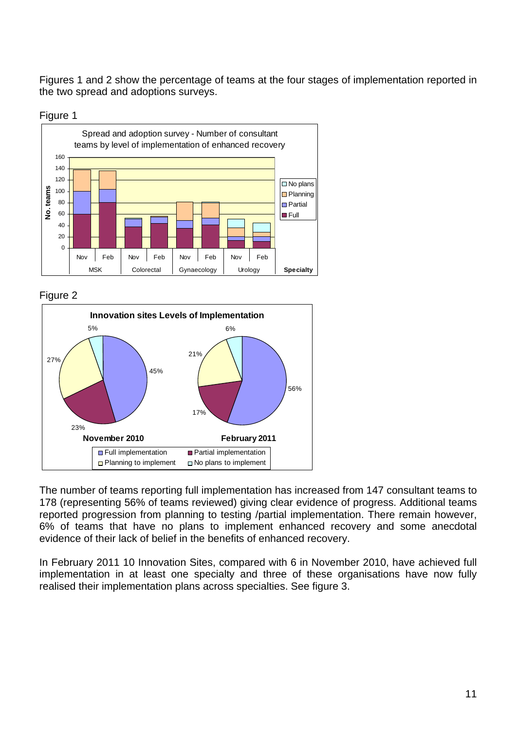Figures 1 and 2 show the percentage of teams at the four stages of implementation reported in the two spread and adoptions surveys.

Figure 1

Figure 2

The number of teams reporting full implementation has increased from 147 consultant teams to 178 (representing 56% of teams reviewed) giving clear evidence of progress. Additional teams reported progression from planning to testing /partial implementation. There remain however, 6% of teams that have no plans to implement enhanced recovery and some anecdotal evidence of their lack of belief in the benefits of enhanced recovery.

In February 2011 10 Innovation Sites, compared with 6 in November 2010, have achieved full implementation in at least one specialty and three of these organisations have now fully realised their implementation plans across specialties. See figure 3.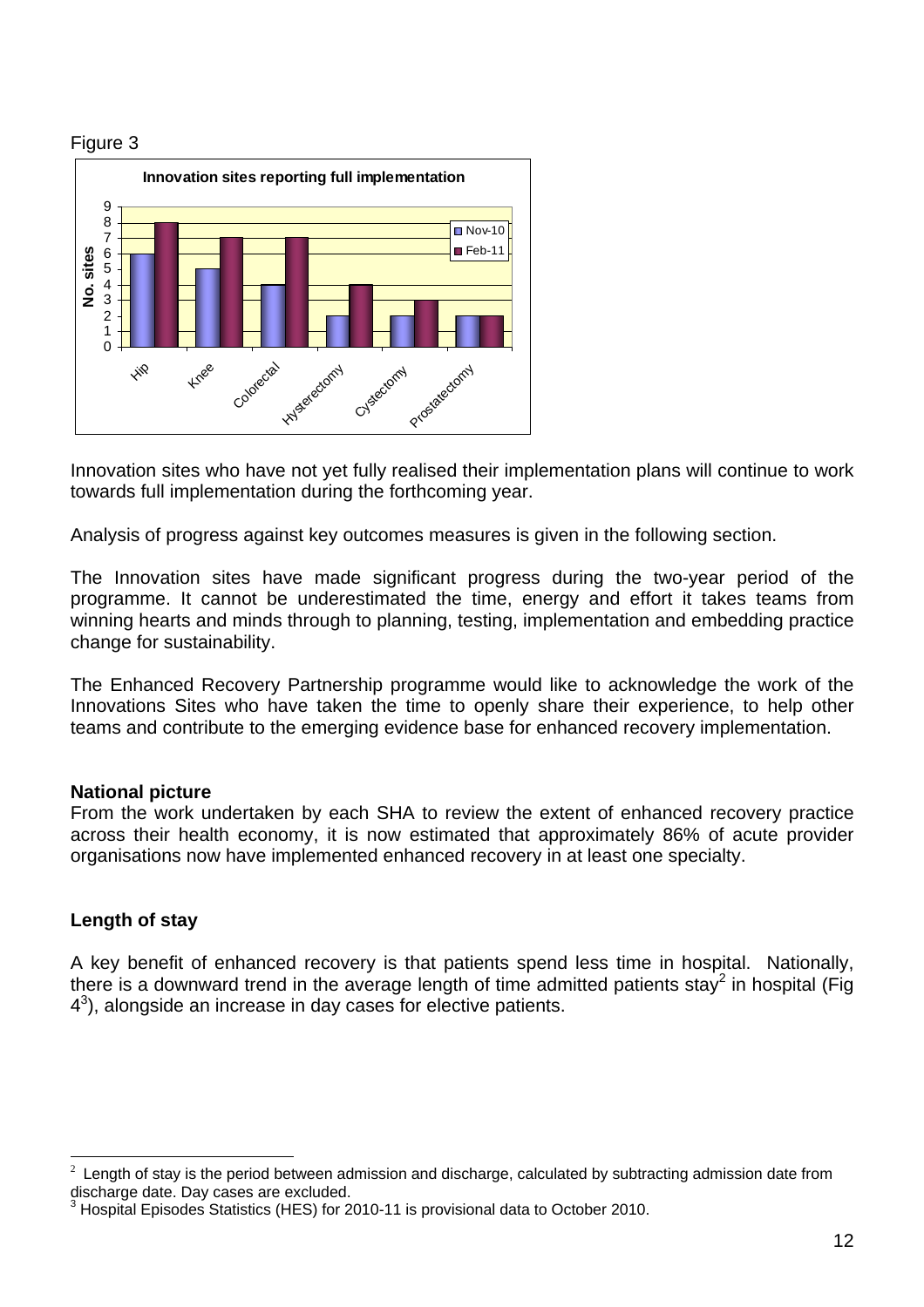Figure 3

**Innovation sites reporting full implementation**

| | Nov-10 | Feb-11 |
|---|---|---|
| Hip | 6 | 8 |
| Knee | 5 | 7 |
| Colorectal | 4 | 7 |
| Hysterectomy | 2 | 4 |
| Cystectomy | 2 | 3 |
| Prostatectomy | 2 | 2 |

Innovation sites who have not yet fully realised their implementation plans will continue to work towards full implementation during the forthcoming year.

Analysis of progress against key outcomes measures is given in the following section.

The Innovation sites have made significant progress during the two-year period of the programme. It cannot be underestimated the time, energy and effort it takes teams from winning hearts and minds through to planning, testing, implementation and embedding practice change for sustainability.

The Enhanced Recovery Partnership programme would like to acknowledge the work of the Innovations Sites who have taken the time to openly share their experience, to help other teams and contribute to the emerging evidence base for enhanced recovery implementation.

### National picture

From the work undertaken by each SHA to review the extent of enhanced recovery practice across their health economy, it is now estimated that approximately 86% of acute provider organisations now have implemented enhanced recovery in at least one specialty.

### Length of stay

A key benefit of enhanced recovery is that patients spend less time in hospital. Nationally, there is a downward trend in the average length of time admitted patients stay[2] in hospital (Fig 4[3]), alongside an increase in day cases for elective patients.

---

[2] Length of stay is the period between admission and discharge, calculated by subtracting admission date from discharge date. Day cases are excluded.

[3] Hospital Episodes Statistics (HES) for 2010-11 is provisional data to October 2010.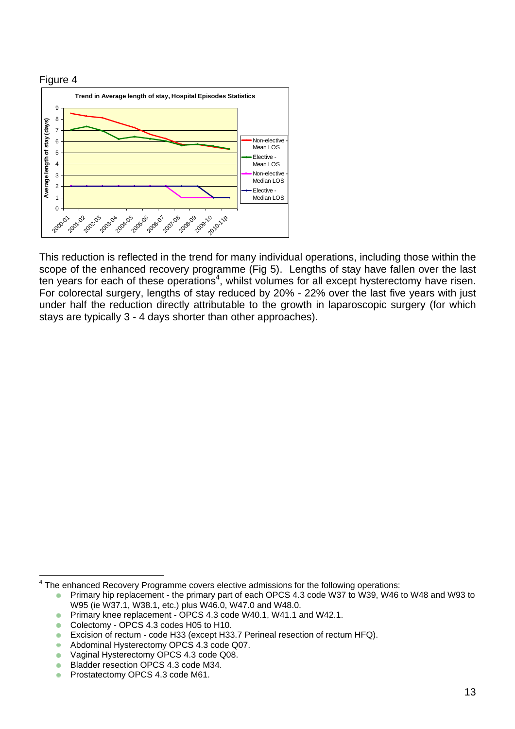Figure 4

This reduction is reflected in the trend for many individual operations, including those within the scope of the enhanced recovery programme (Fig 5). Lengths of stay have fallen over the last ten years for each of these operations[4], whilst volumes for all except hysterectomy have risen. For colorectal surgery, lengths of stay reduced by 20% - 22% over the last five years with just under half the reduction directly attributable to the growth in laparoscopic surgery (for which stays are typically 3 - 4 days shorter than other approaches).

---

[4] The enhanced Recovery Programme covers elective admissions for the following operations:

- Primary hip replacement - the primary part of each OPCS 4.3 code W37 to W39, W46 to W48 and W93 to W95 (ie W37.1, W38.1, etc.) plus W46.0, W47.0 and W48.0.
- Primary knee replacement - OPCS 4.3 code W40.1, W41.1 and W42.1.
- Colectomy - OPCS 4.3 codes H05 to H10.
- Excision of rectum - code H33 (except H33.7 Perineal resection of rectum HFQ).
- Abdominal Hysterectomy OPCS 4.3 code Q07.
- Vaginal Hysterectomy OPCS 4.3 code Q08.
- Bladder resection OPCS 4.3 code M34.
- Prostatectomy OPCS 4.3 code M61.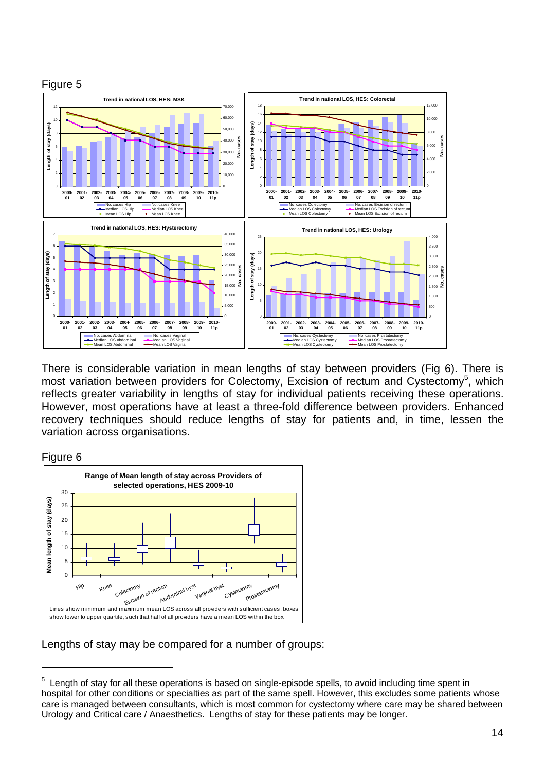Figure 5

There is considerable variation in mean lengths of stay between providers (Fig 6). There is most variation between providers for Colectomy, Excision of rectum and Cystectomy[5], which reflects greater variability in lengths of stay for individual patients receiving these operations. However, most operations have at least a three-fold difference between providers. Enhanced recovery techniques should reduce lengths of stay for patients and, in time, lessen the variation across organisations.

Figure 6

Lengths of stay may be compared for a number of groups:

[5] Length of stay for all these operations is based on single-episode spells, to avoid including time spent in hospital for other conditions or specialties as part of the same spell. However, this excludes some patients whose care is managed between consultants, which is most common for cystectomy where care may be shared between Urology and Critical care / Anaesthetics. Lengths of stay for these patients may be longer.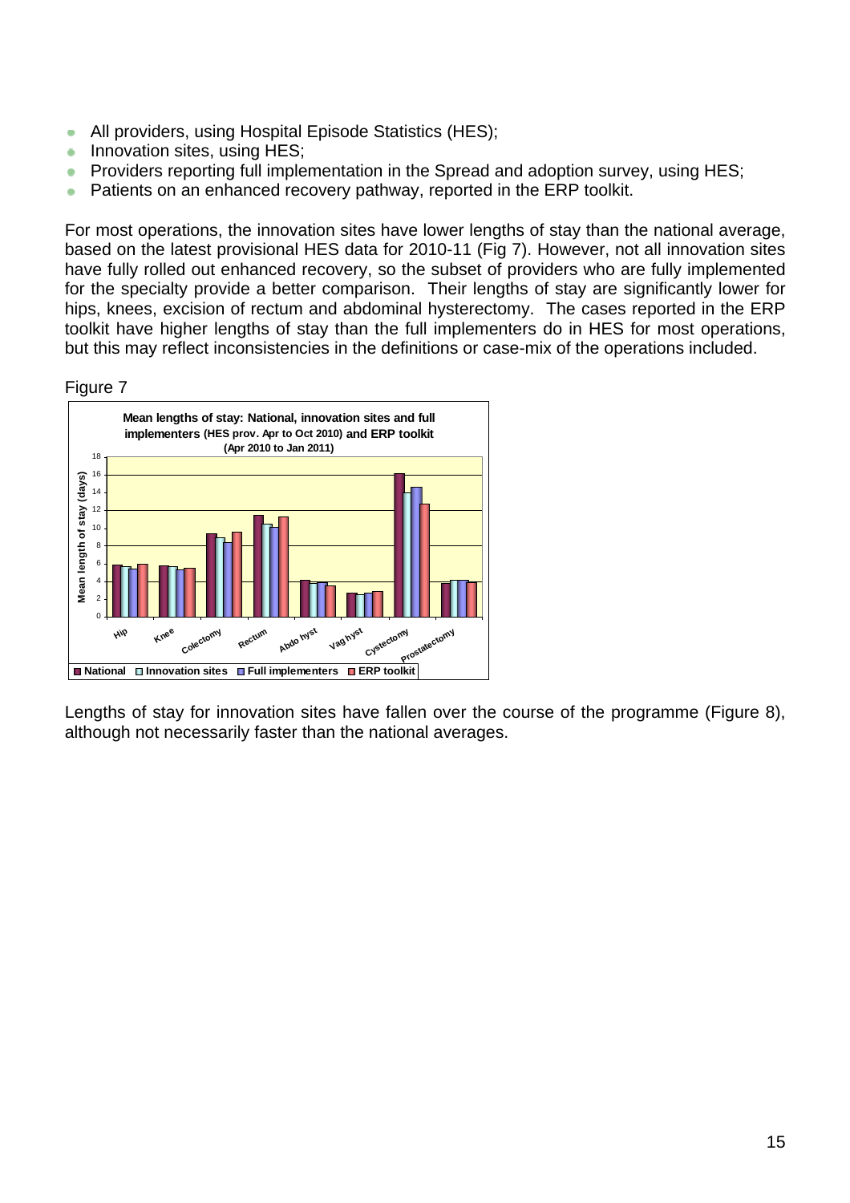- All providers, using Hospital Episode Statistics (HES);
- Innovation sites, using HES;
- Providers reporting full implementation in the Spread and adoption survey, using HES;
- Patients on an enhanced recovery pathway, reported in the ERP toolkit.

For most operations, the innovation sites have lower lengths of stay than the national average, based on the latest provisional HES data for 2010-11 (Fig 7). However, not all innovation sites have fully rolled out enhanced recovery, so the subset of providers who are fully implemented for the specialty provide a better comparison. Their lengths of stay are significantly lower for hips, knees, excision of rectum and abdominal hysterectomy. The cases reported in the ERP toolkit have higher lengths of stay than the full implementers do in HES for most operations, but this may reflect inconsistencies in the definitions or case-mix of the operations included.

Figure 7

**Mean lengths of stay: National, innovation sites and full implementers (HES prov. Apr to Oct 2010) and ERP toolkit (Apr 2010 to Jan 2011)**

Lengths of stay for innovation sites have fallen over the course of the programme (Figure 8), although not necessarily faster than the national averages.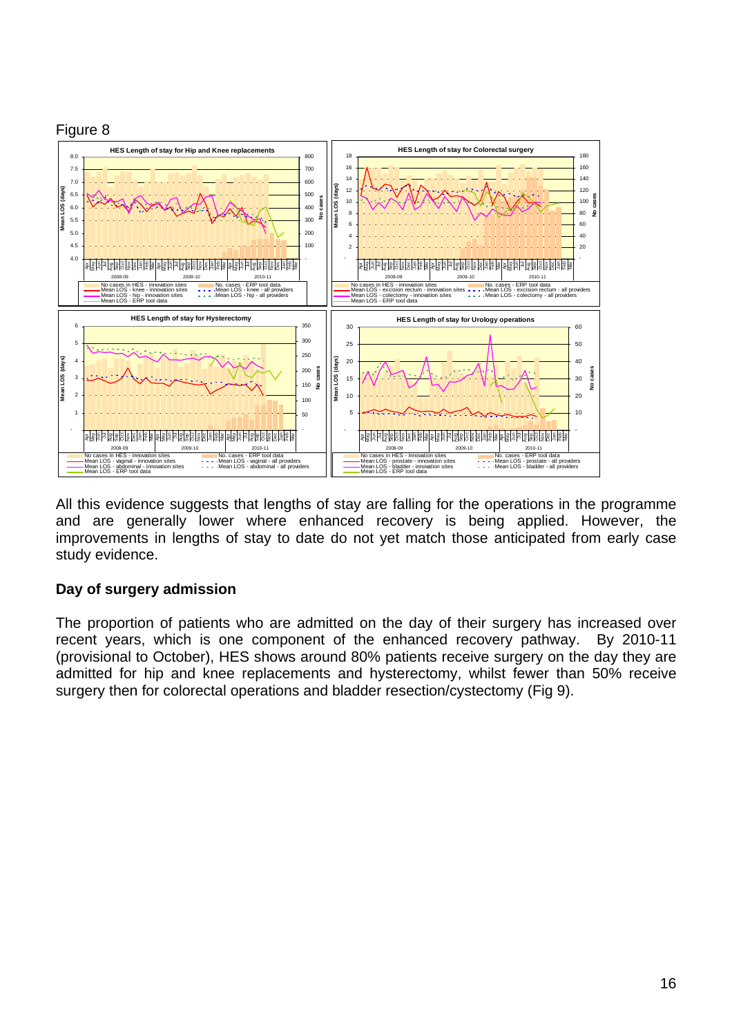Figure 8

All this evidence suggests that lengths of stay are falling for the operations in the programme and are generally lower where enhanced recovery is being applied. However, the improvements in lengths of stay to date do not yet match those anticipated from early case study evidence.

## Day of surgery admission

The proportion of patients who are admitted on the day of their surgery has increased over recent years, which is one component of the enhanced recovery pathway. By 2010-11 (provisional to October), HES shows around 80% patients receive surgery on the day they are admitted for hip and knee replacements and hysterectomy, whilst fewer than 50% receive surgery then for colorectal operations and bladder resection/cystectomy (Fig 9).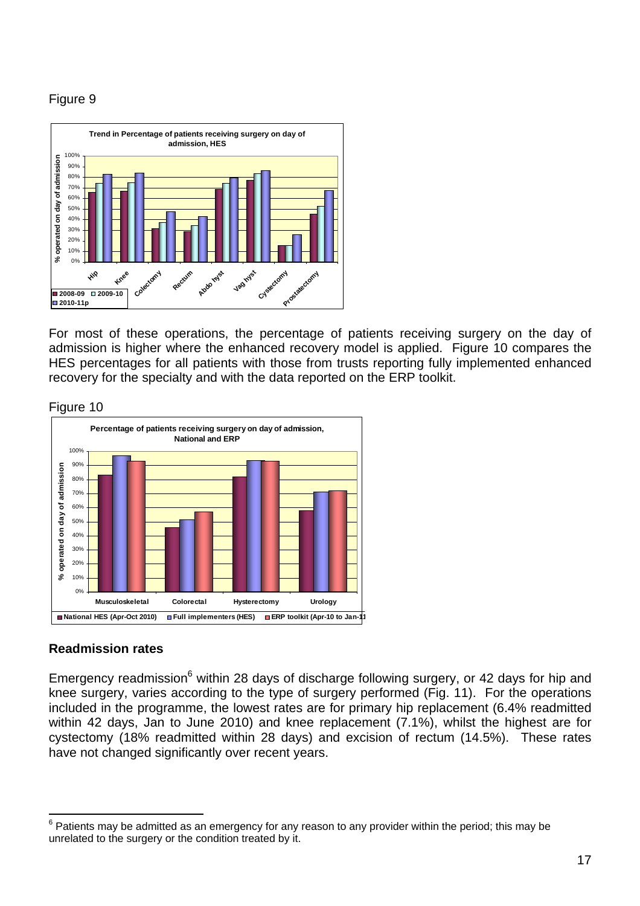Figure 9

For most of these operations, the percentage of patients receiving surgery on the day of admission is higher where the enhanced recovery model is applied. Figure 10 compares the HES percentages for all patients with those from trusts reporting fully implemented enhanced recovery for the specialty and with the data reported on the ERP toolkit.

Figure 10

## Readmission rates

Emergency readmission[6] within 28 days of discharge following surgery, or 42 days for hip and knee surgery, varies according to the type of surgery performed (Fig. 11). For the operations included in the programme, the lowest rates are for primary hip replacement (6.4% readmitted within 42 days, Jan to June 2010) and knee replacement (7.1%), whilst the highest are for cystectomy (18% readmitted within 28 days) and excision of rectum (14.5%). These rates have not changed significantly over recent years.

[6] Patients may be admitted as an emergency for any reason to any provider within the period; this may be unrelated to the surgery or the condition treated by it.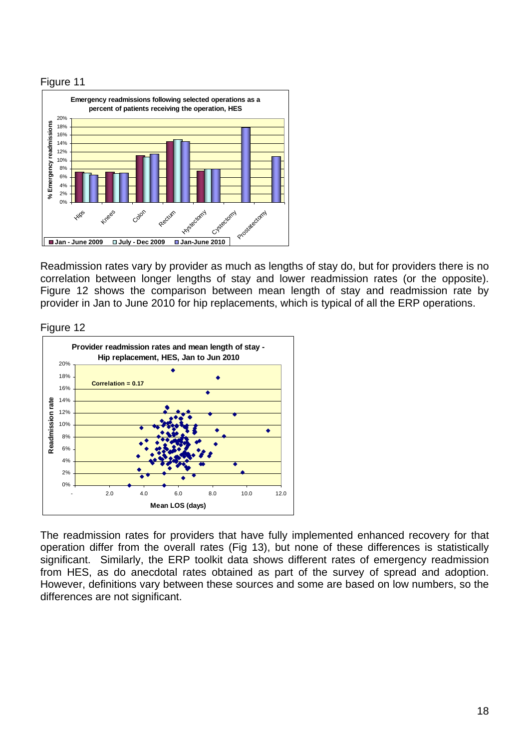Figure 11

Readmission rates vary by provider as much as lengths of stay do, but for providers there is no correlation between longer lengths of stay and lower readmission rates (or the opposite). Figure 12 shows the comparison between mean length of stay and readmission rate by provider in Jan to June 2010 for hip replacements, which is typical of all the ERP operations.

Figure 12

The readmission rates for providers that have fully implemented enhanced recovery for that operation differ from the overall rates (Fig 13), but none of these differences is statistically significant. Similarly, the ERP toolkit data shows different rates of emergency readmission from HES, as do anecdotal rates obtained as part of the survey of spread and adoption. However, definitions vary between these sources and some are based on low numbers, so the differences are not significant.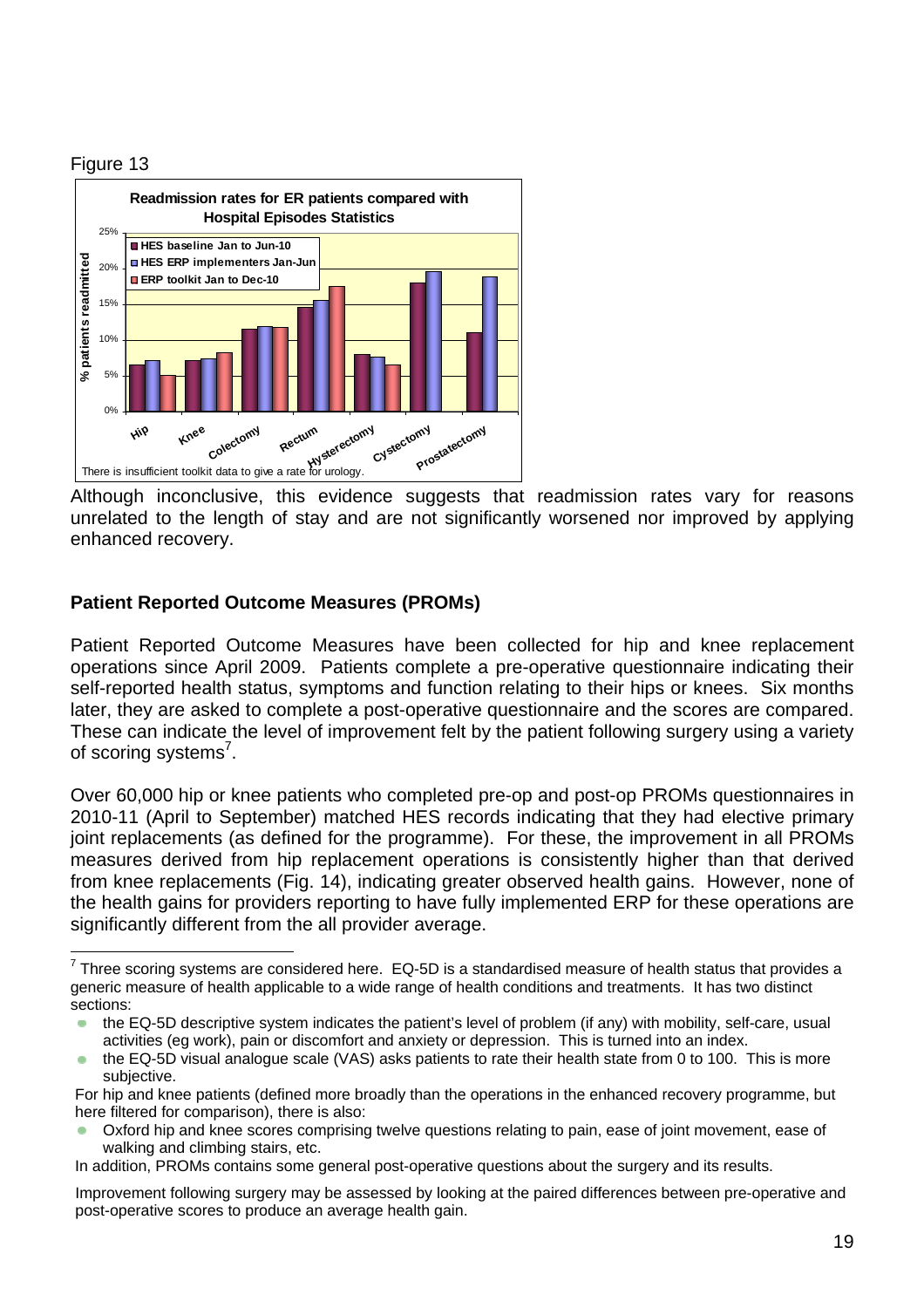Figure 13

**Readmission rates for ER patients compared with Hospital Episodes Statistics**

There is insufficient toolkit data to give a rate for urology.

Although inconclusive, this evidence suggests that readmission rates vary for reasons unrelated to the length of stay and are not significantly worsened nor improved by applying enhanced recovery.

## Patient Reported Outcome Measures (PROMs)

Patient Reported Outcome Measures have been collected for hip and knee replacement operations since April 2009. Patients complete a pre-operative questionnaire indicating their self-reported health status, symptoms and function relating to their hips or knees. Six months later, they are asked to complete a post-operative questionnaire and the scores are compared. These can indicate the level of improvement felt by the patient following surgery using a variety of scoring systems[7].

Over 60,000 hip or knee patients who completed pre-op and post-op PROMs questionnaires in 2010-11 (April to September) matched HES records indicating that they had elective primary joint replacements (as defined for the programme). For these, the improvement in all PROMs measures derived from hip replacement operations is consistently higher than that derived from knee replacements (Fig. 14), indicating greater observed health gains. However, none of the health gains for providers reporting to have fully implemented ERP for these operations are significantly different from the all provider average.

---

[7] Three scoring systems are considered here. EQ-5D is a standardised measure of health status that provides a generic measure of health applicable to a wide range of health conditions and treatments. It has two distinct sections:

- the EQ-5D descriptive system indicates the patient's level of problem (if any) with mobility, self-care, usual activities (eg work), pain or discomfort and anxiety or depression. This is turned into an index.
- the EQ-5D visual analogue scale (VAS) asks patients to rate their health state from 0 to 100. This is more subjective.

For hip and knee patients (defined more broadly than the operations in the enhanced recovery programme, but here filtered for comparison), there is also:

- Oxford hip and knee scores comprising twelve questions relating to pain, ease of joint movement, ease of walking and climbing stairs, etc.

In addition, PROMs contains some general post-operative questions about the surgery and its results.

Improvement following surgery may be assessed by looking at the paired differences between pre-operative and post-operative scores to produce an average health gain.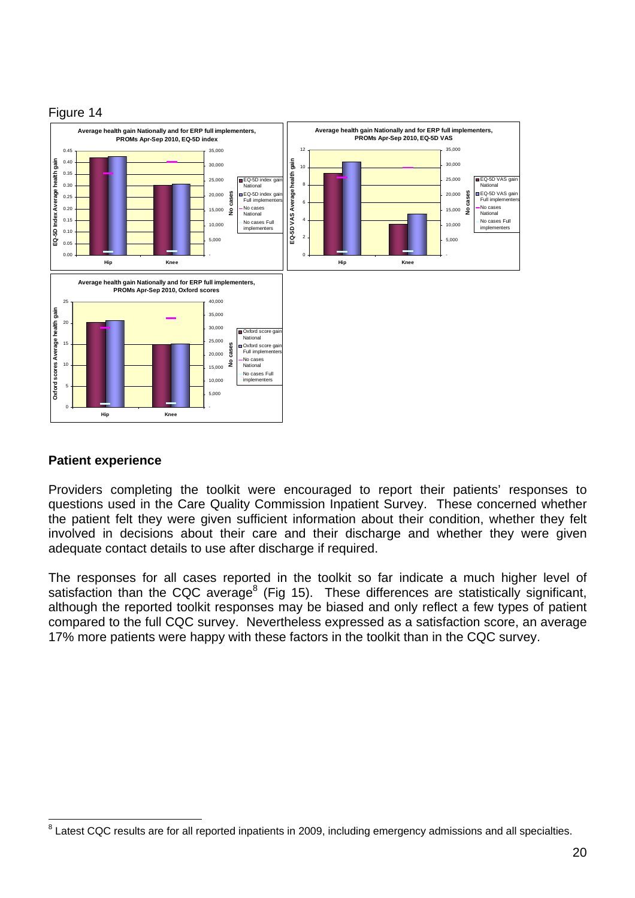Figure 14

**Average health gain Nationally and for ERP full implementers, PROMs Apr-Sep 2010, EQ-5D index**

**Average health gain Nationally and for ERP full implementers, PROMs Apr-Sep 2010, EQ-5D VAS**

**Average health gain Nationally and for ERP full implementers, PROMs Apr-Sep 2010, Oxford scores**

## Patient experience

Providers completing the toolkit were encouraged to report their patients' responses to questions used in the Care Quality Commission Inpatient Survey. These concerned whether the patient felt they were given sufficient information about their condition, whether they felt involved in decisions about their care and their discharge and whether they were given adequate contact details to use after discharge if required.

The responses for all cases reported in the toolkit so far indicate a much higher level of satisfaction than the CQC average[8] (Fig 15). These differences are statistically significant, although the reported toolkit responses may be biased and only reflect a few types of patient compared to the full CQC survey. Nevertheless expressed as a satisfaction score, an average 17% more patients were happy with these factors in the toolkit than in the CQC survey.

---

[8] Latest CQC results are for all reported inpatients in 2009, including emergency admissions and all specialties.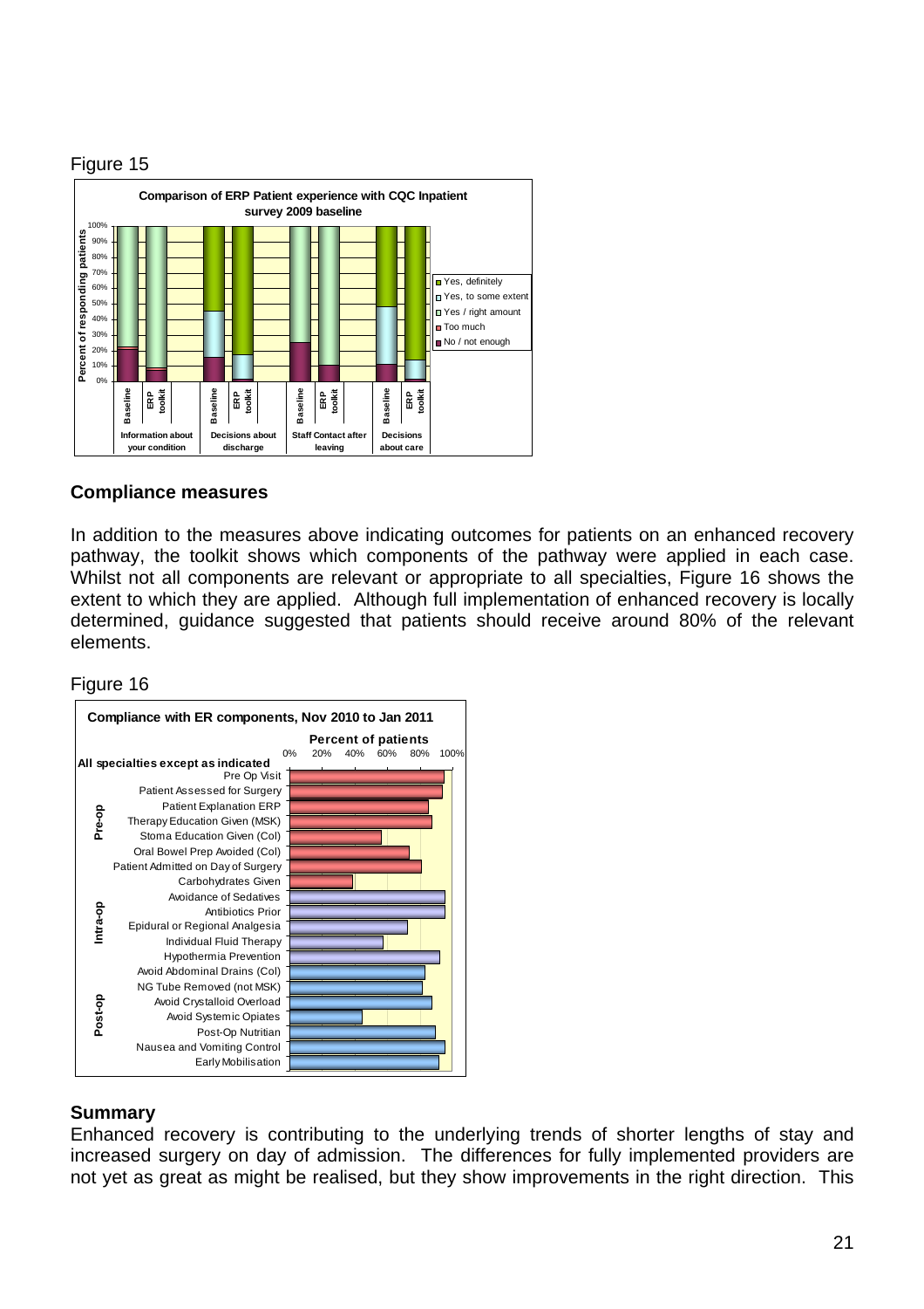Figure 15

## Compliance measures

In addition to the measures above indicating outcomes for patients on an enhanced recovery pathway, the toolkit shows which components of the pathway were applied in each case. Whilst not all components are relevant or appropriate to all specialties, Figure 16 shows the extent to which they are applied. Although full implementation of enhanced recovery is locally determined, guidance suggested that patients should receive around 80% of the relevant elements.

Figure 16

## Summary

Enhanced recovery is contributing to the underlying trends of shorter lengths of stay and increased surgery on day of admission. The differences for fully implemented providers are not yet as great as might be realised, but they show improvements in the right direction. This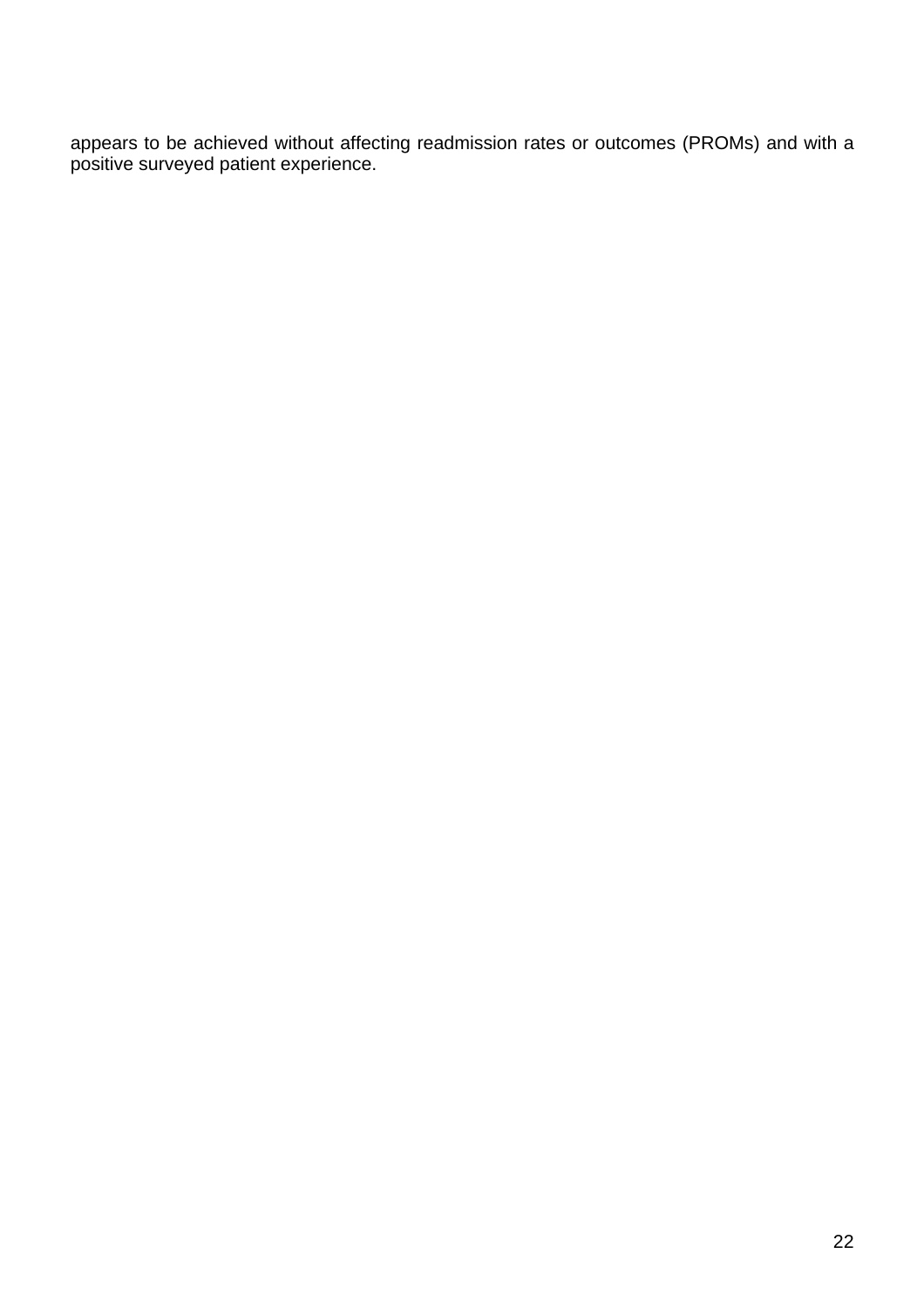appears to be achieved without affecting readmission rates or outcomes (PROMs) and with a positive surveyed patient experience.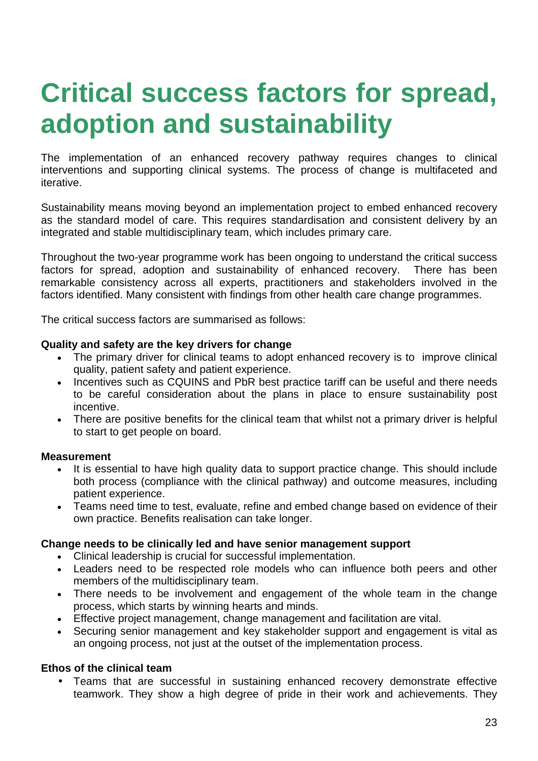# Critical success factors for spread, adoption and sustainability

The implementation of an enhanced recovery pathway requires changes to clinical interventions and supporting clinical systems. The process of change is multifaceted and iterative.

Sustainability means moving beyond an implementation project to embed enhanced recovery as the standard model of care. This requires standardisation and consistent delivery by an integrated and stable multidisciplinary team, which includes primary care.

Throughout the two-year programme work has been ongoing to understand the critical success factors for spread, adoption and sustainability of enhanced recovery. There has been remarkable consistency across all experts, practitioners and stakeholders involved in the factors identified. Many consistent with findings from other health care change programmes.

The critical success factors are summarised as follows:

**Quality and safety are the key drivers for change**

- The primary driver for clinical teams to adopt enhanced recovery is to improve clinical quality, patient safety and patient experience.
- Incentives such as CQUINS and PbR best practice tariff can be useful and there needs to be careful consideration about the plans in place to ensure sustainability post incentive.
- There are positive benefits for the clinical team that whilst not a primary driver is helpful to start to get people on board.

**Measurement**

- It is essential to have high quality data to support practice change. This should include both process (compliance with the clinical pathway) and outcome measures, including patient experience.
- Teams need time to test, evaluate, refine and embed change based on evidence of their own practice. Benefits realisation can take longer.

**Change needs to be clinically led and have senior management support**

- Clinical leadership is crucial for successful implementation.
- Leaders need to be respected role models who can influence both peers and other members of the multidisciplinary team.
- There needs to be involvement and engagement of the whole team in the change process, which starts by winning hearts and minds.
- Effective project management, change management and facilitation are vital.
- Securing senior management and key stakeholder support and engagement is vital as an ongoing process, not just at the outset of the implementation process.

**Ethos of the clinical team**

- Teams that are successful in sustaining enhanced recovery demonstrate effective teamwork. They show a high degree of pride in their work and achievements. They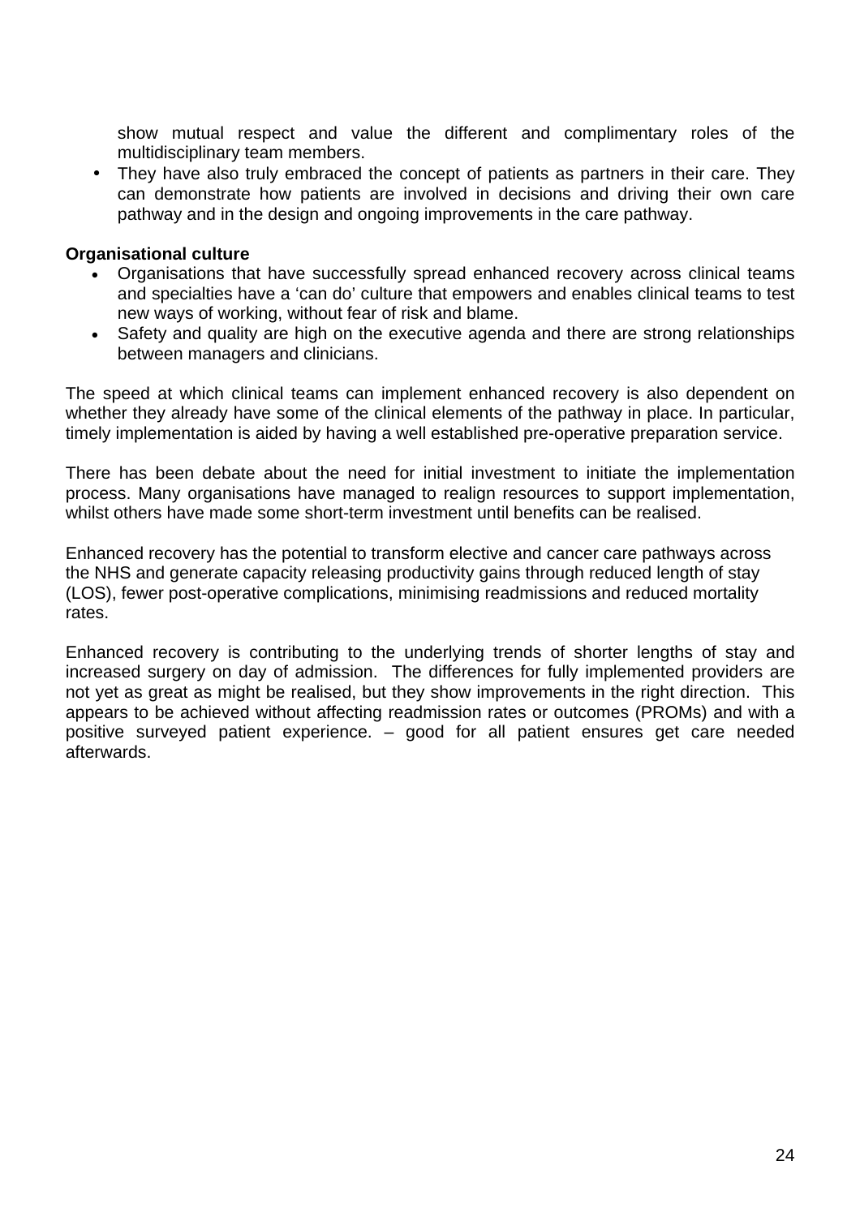show mutual respect and value the different and complimentary roles of the multidisciplinary team members.

- They have also truly embraced the concept of patients as partners in their care. They can demonstrate how patients are involved in decisions and driving their own care pathway and in the design and ongoing improvements in the care pathway.

**Organisational culture**

- Organisations that have successfully spread enhanced recovery across clinical teams and specialties have a 'can do' culture that empowers and enables clinical teams to test new ways of working, without fear of risk and blame.
- Safety and quality are high on the executive agenda and there are strong relationships between managers and clinicians.

The speed at which clinical teams can implement enhanced recovery is also dependent on whether they already have some of the clinical elements of the pathway in place. In particular, timely implementation is aided by having a well established pre-operative preparation service.

There has been debate about the need for initial investment to initiate the implementation process. Many organisations have managed to realign resources to support implementation, whilst others have made some short-term investment until benefits can be realised.

Enhanced recovery has the potential to transform elective and cancer care pathways across the NHS and generate capacity releasing productivity gains through reduced length of stay (LOS), fewer post-operative complications, minimising readmissions and reduced mortality rates.

Enhanced recovery is contributing to the underlying trends of shorter lengths of stay and increased surgery on day of admission. The differences for fully implemented providers are not yet as great as might be realised, but they show improvements in the right direction. This appears to be achieved without affecting readmission rates or outcomes (PROMs) and with a positive surveyed patient experience. – good for all patient ensures get care needed afterwards.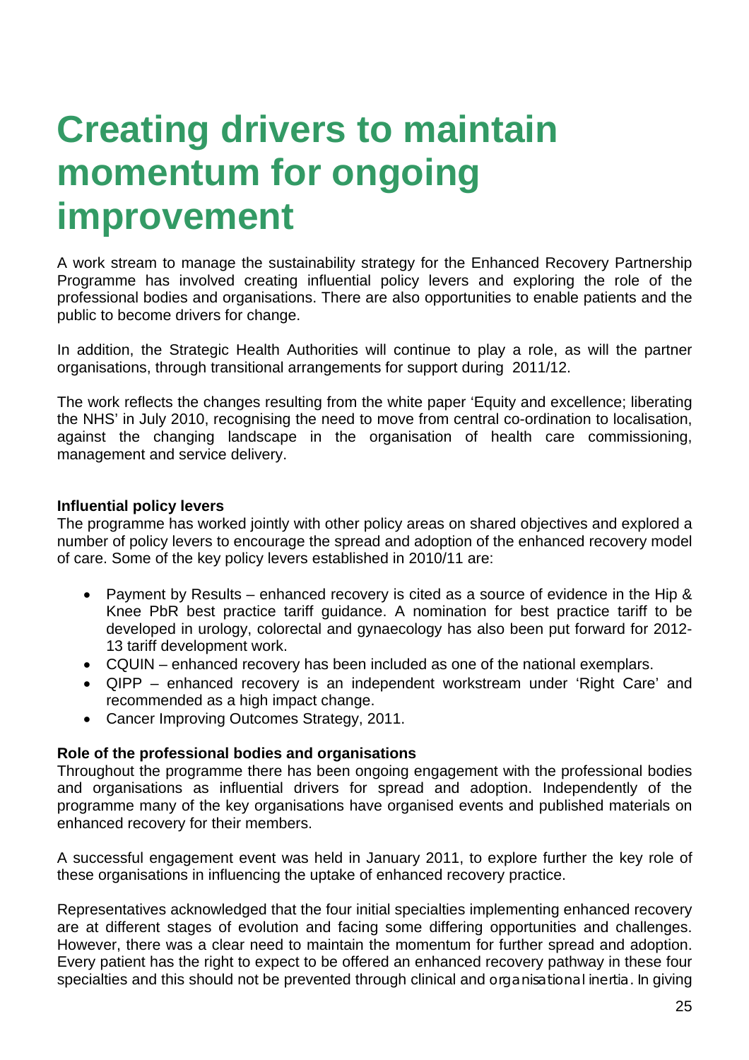# Creating drivers to maintain momentum for ongoing improvement

A work stream to manage the sustainability strategy for the Enhanced Recovery Partnership Programme has involved creating influential policy levers and exploring the role of the professional bodies and organisations. There are also opportunities to enable patients and the public to become drivers for change.

In addition, the Strategic Health Authorities will continue to play a role, as will the partner organisations, through transitional arrangements for support during 2011/12.

The work reflects the changes resulting from the white paper 'Equity and excellence; liberating the NHS' in July 2010, recognising the need to move from central co-ordination to localisation, against the changing landscape in the organisation of health care commissioning, management and service delivery.

**Influential policy levers**

The programme has worked jointly with other policy areas on shared objectives and explored a number of policy levers to encourage the spread and adoption of the enhanced recovery model of care. Some of the key policy levers established in 2010/11 are:

- Payment by Results – enhanced recovery is cited as a source of evidence in the Hip & Knee PbR best practice tariff guidance. A nomination for best practice tariff to be developed in urology, colorectal and gynaecology has also been put forward for 2012-13 tariff development work.
- CQUIN – enhanced recovery has been included as one of the national exemplars.
- QIPP – enhanced recovery is an independent workstream under 'Right Care' and recommended as a high impact change.
- Cancer Improving Outcomes Strategy, 2011.

**Role of the professional bodies and organisations**

Throughout the programme there has been ongoing engagement with the professional bodies and organisations as influential drivers for spread and adoption. Independently of the programme many of the key organisations have organised events and published materials on enhanced recovery for their members.

A successful engagement event was held in January 2011, to explore further the key role of these organisations in influencing the uptake of enhanced recovery practice.

Representatives acknowledged that the four initial specialties implementing enhanced recovery are at different stages of evolution and facing some differing opportunities and challenges. However, there was a clear need to maintain the momentum for further spread and adoption. Every patient has the right to expect to be offered an enhanced recovery pathway in these four specialties and this should not be prevented through clinical and organisational inertia. In giving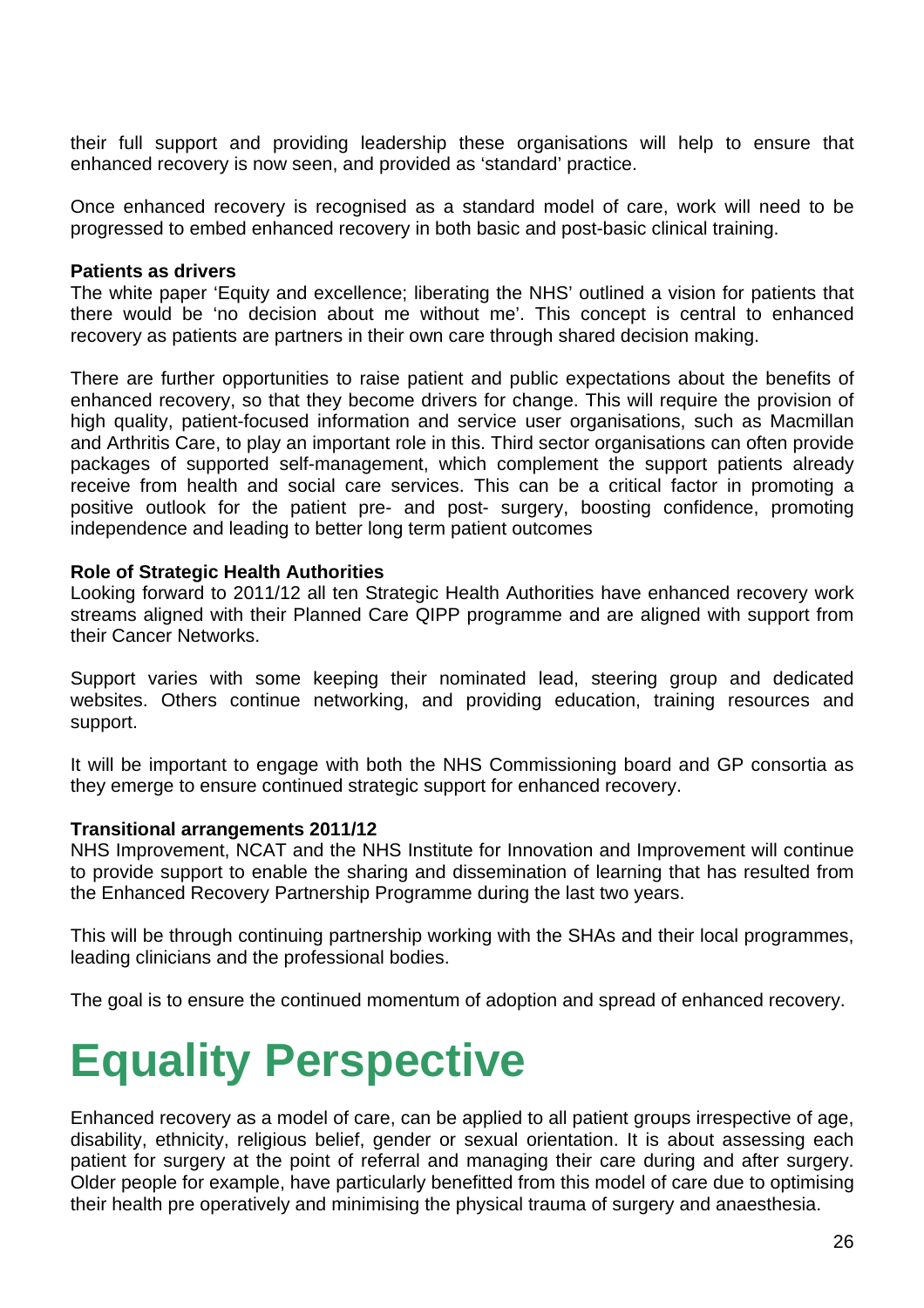their full support and providing leadership these organisations will help to ensure that enhanced recovery is now seen, and provided as 'standard' practice.

Once enhanced recovery is recognised as a standard model of care, work will need to be progressed to embed enhanced recovery in both basic and post-basic clinical training.

**Patients as drivers**

The white paper 'Equity and excellence; liberating the NHS' outlined a vision for patients that there would be 'no decision about me without me'. This concept is central to enhanced recovery as patients are partners in their own care through shared decision making.

There are further opportunities to raise patient and public expectations about the benefits of enhanced recovery, so that they become drivers for change. This will require the provision of high quality, patient-focused information and service user organisations, such as Macmillan and Arthritis Care, to play an important role in this. Third sector organisations can often provide packages of supported self-management, which complement the support patients already receive from health and social care services. This can be a critical factor in promoting a positive outlook for the patient pre- and post- surgery, boosting confidence, promoting independence and leading to better long term patient outcomes

**Role of Strategic Health Authorities**

Looking forward to 2011/12 all ten Strategic Health Authorities have enhanced recovery work streams aligned with their Planned Care QIPP programme and are aligned with support from their Cancer Networks.

Support varies with some keeping their nominated lead, steering group and dedicated websites. Others continue networking, and providing education, training resources and support.

It will be important to engage with both the NHS Commissioning board and GP consortia as they emerge to ensure continued strategic support for enhanced recovery.

**Transitional arrangements 2011/12**

NHS Improvement, NCAT and the NHS Institute for Innovation and Improvement will continue to provide support to enable the sharing and dissemination of learning that has resulted from the Enhanced Recovery Partnership Programme during the last two years.

This will be through continuing partnership working with the SHAs and their local programmes, leading clinicians and the professional bodies.

The goal is to ensure the continued momentum of adoption and spread of enhanced recovery.

# Equality Perspective

Enhanced recovery as a model of care, can be applied to all patient groups irrespective of age, disability, ethnicity, religious belief, gender or sexual orientation. It is about assessing each patient for surgery at the point of referral and managing their care during and after surgery. Older people for example, have particularly benefitted from this model of care due to optimising their health pre operatively and minimising the physical trauma of surgery and anaesthesia.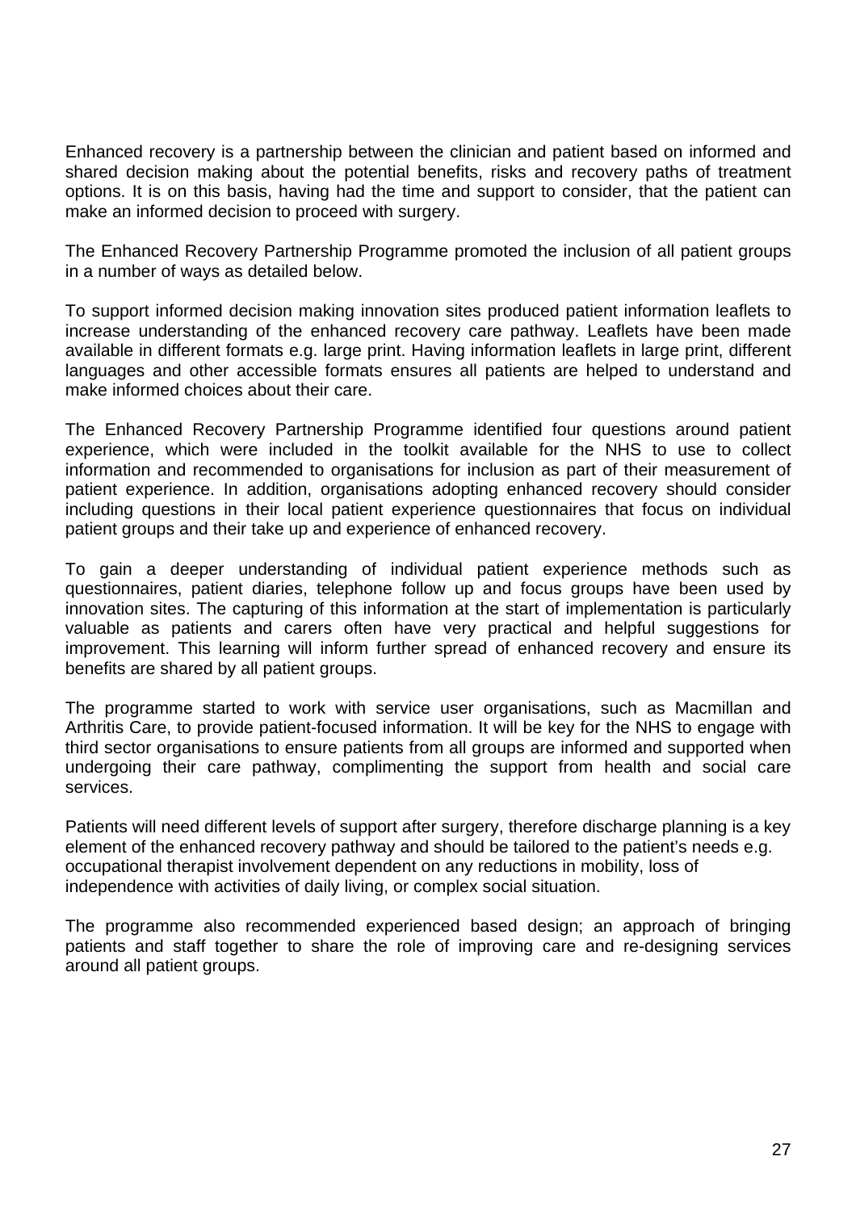Enhanced recovery is a partnership between the clinician and patient based on informed and shared decision making about the potential benefits, risks and recovery paths of treatment options. It is on this basis, having had the time and support to consider, that the patient can make an informed decision to proceed with surgery.

The Enhanced Recovery Partnership Programme promoted the inclusion of all patient groups in a number of ways as detailed below.

To support informed decision making innovation sites produced patient information leaflets to increase understanding of the enhanced recovery care pathway. Leaflets have been made available in different formats e.g. large print. Having information leaflets in large print, different languages and other accessible formats ensures all patients are helped to understand and make informed choices about their care.

The Enhanced Recovery Partnership Programme identified four questions around patient experience, which were included in the toolkit available for the NHS to use to collect information and recommended to organisations for inclusion as part of their measurement of patient experience. In addition, organisations adopting enhanced recovery should consider including questions in their local patient experience questionnaires that focus on individual patient groups and their take up and experience of enhanced recovery.

To gain a deeper understanding of individual patient experience methods such as questionnaires, patient diaries, telephone follow up and focus groups have been used by innovation sites. The capturing of this information at the start of implementation is particularly valuable as patients and carers often have very practical and helpful suggestions for improvement. This learning will inform further spread of enhanced recovery and ensure its benefits are shared by all patient groups.

The programme started to work with service user organisations, such as Macmillan and Arthritis Care, to provide patient-focused information. It will be key for the NHS to engage with third sector organisations to ensure patients from all groups are informed and supported when undergoing their care pathway, complimenting the support from health and social care services.

Patients will need different levels of support after surgery, therefore discharge planning is a key element of the enhanced recovery pathway and should be tailored to the patient's needs e.g. occupational therapist involvement dependent on any reductions in mobility, loss of independence with activities of daily living, or complex social situation.

The programme also recommended experienced based design; an approach of bringing patients and staff together to share the role of improving care and re-designing services around all patient groups.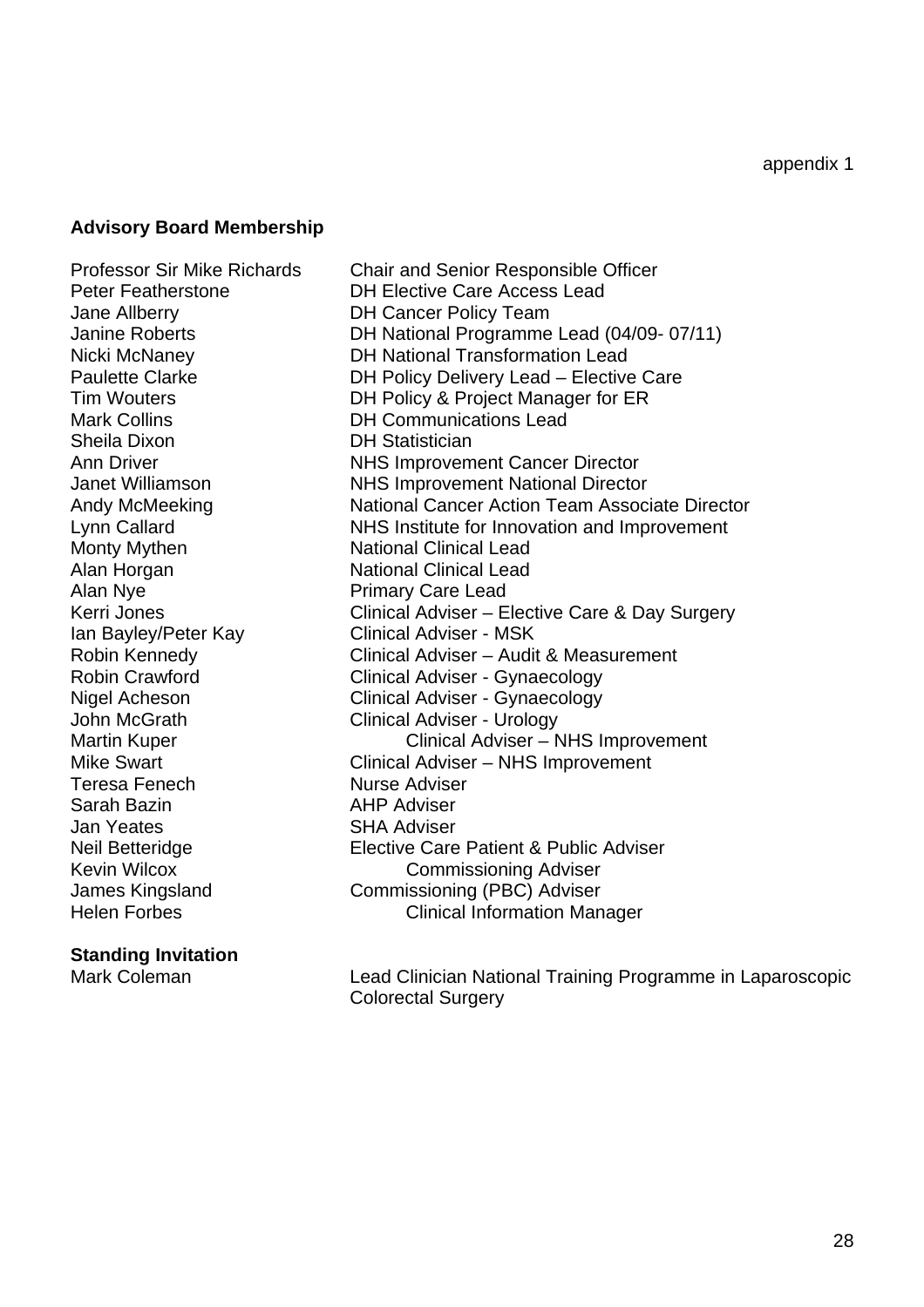appendix 1

### Advisory Board Membership

| | |
|---|---|
| Professor Sir Mike Richards | Chair and Senior Responsible Officer |
| Peter Featherstone | DH Elective Care Access Lead |
| Jane Allberry | DH Cancer Policy Team |
| Janine Roberts | DH National Programme Lead (04/09- 07/11) |
| Nicki McNaney | DH National Transformation Lead |
| Paulette Clarke | DH Policy Delivery Lead – Elective Care |
| Tim Wouters | DH Policy & Project Manager for ER |
| Mark Collins | DH Communications Lead |
| Sheila Dixon | DH Statistician |
| Ann Driver | NHS Improvement Cancer Director |
| Janet Williamson | NHS Improvement National Director |
| Andy McMeeking | National Cancer Action Team Associate Director |
| Lynn Callard | NHS Institute for Innovation and Improvement |
| Monty Mythen | National Clinical Lead |
| Alan Horgan | National Clinical Lead |
| Alan Nye | Primary Care Lead |
| Kerri Jones | Clinical Adviser – Elective Care & Day Surgery |
| Ian Bayley/Peter Kay | Clinical Adviser - MSK |
| Robin Kennedy | Clinical Adviser – Audit & Measurement |
| Robin Crawford | Clinical Adviser - Gynaecology |
| Nigel Acheson | Clinical Adviser - Gynaecology |
| John McGrath | Clinical Adviser - Urology |
| Martin Kuper | Clinical Adviser – NHS Improvement |
| Mike Swart | Clinical Adviser – NHS Improvement |
| Teresa Fenech | Nurse Adviser |
| Sarah Bazin | AHP Adviser |
| Jan Yeates | SHA Adviser |
| Neil Betteridge | Elective Care Patient & Public Adviser |
| Kevin Wilcox | Commissioning Adviser |
| James Kingsland | Commissioning (PBC) Adviser |
| Helen Forbes | Clinical Information Manager |

**Standing Invitation**

| | |
|---|---|
| Mark Coleman | Lead Clinician National Training Programme in Laparoscopic Colorectal Surgery |